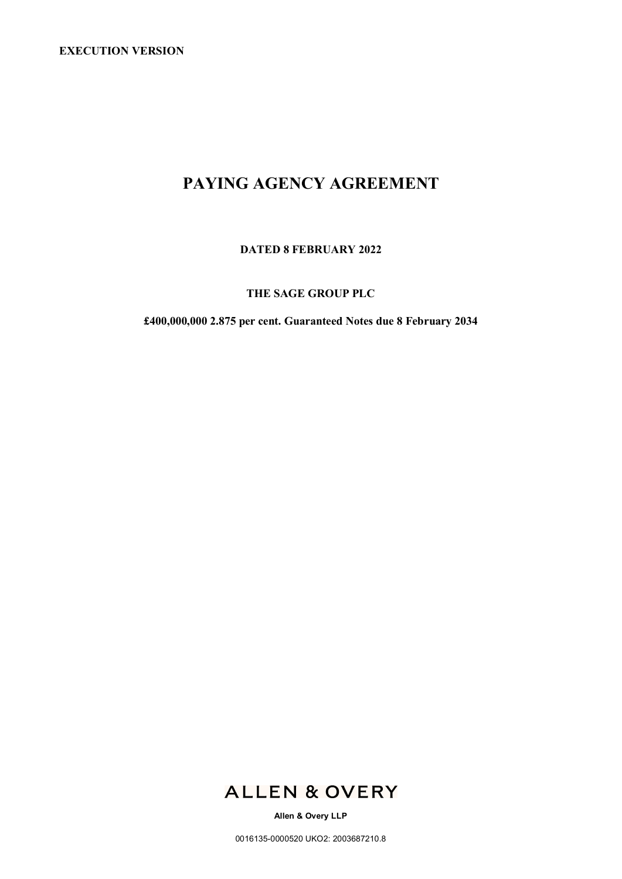**EXECUTION VERSION**

# PAYING AGENCY AGREEMENT

**DATED 8 FEBRUARY 2022**

**THE SAGE GROUP PLC**

**£400,000,000 2.875 per cent. Guaranteed Notes due 8 February 2034**

ALLEN & OVERY

**Allen & Overy LLP**

0016135-0000520 UKO2: 2003687210.8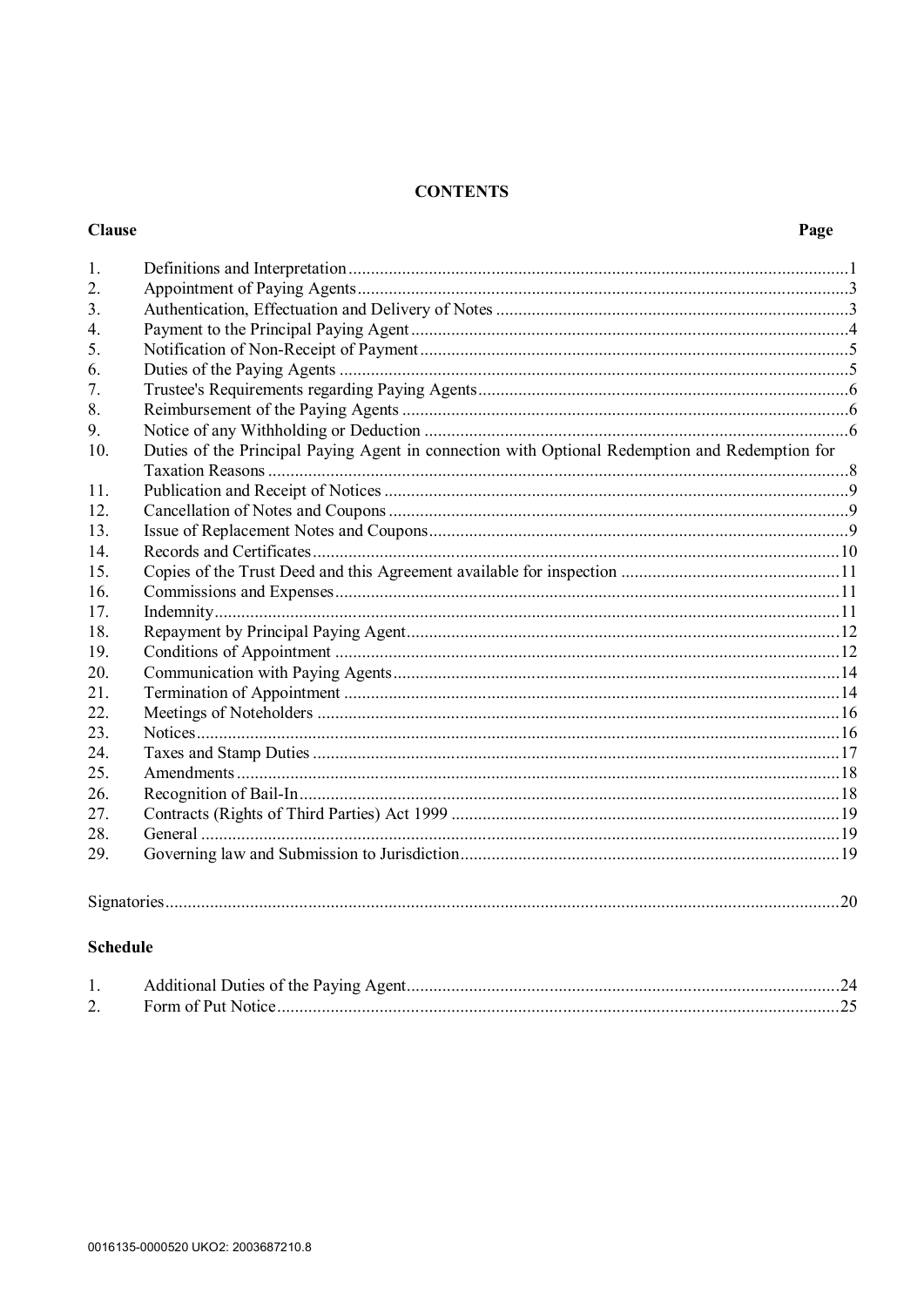# CONTENTS

| Clause | | Page |
|---|---|---|
| 1. | Definitions and Interpretation | 1 |
| 2. | Appointment of Paying Agents | 3 |
| 3. | Authentication, Effectuation and Delivery of Notes | 3 |
| 4. | Payment to the Principal Paying Agent | 4 |
| 5. | Notification of Non-Receipt of Payment | 5 |
| 6. | Duties of the Paying Agents | 5 |
| 7. | Trustee's Requirements regarding Paying Agents | 6 |
| 8. | Reimbursement of the Paying Agents | 6 |
| 9. | Notice of any Withholding or Deduction | 6 |
| 10. | Duties of the Principal Paying Agent in connection with Optional Redemption and Redemption for Taxation Reasons | 8 |
| 11. | Publication and Receipt of Notices | 9 |
| 12. | Cancellation of Notes and Coupons | 9 |
| 13. | Issue of Replacement Notes and Coupons | 9 |
| 14. | Records and Certificates | 10 |
| 15. | Copies of the Trust Deed and this Agreement available for inspection | 11 |
| 16. | Commissions and Expenses | 11 |
| 17. | Indemnity | 11 |
| 18. | Repayment by Principal Paying Agent | 12 |
| 19. | Conditions of Appointment | 12 |
| 20. | Communication with Paying Agents | 14 |
| 21. | Termination of Appointment | 14 |
| 22. | Meetings of Noteholders | 16 |
| 23. | Notices | 16 |
| 24. | Taxes and Stamp Duties | 17 |
| 25. | Amendments | 18 |
| 26. | Recognition of Bail-In | 18 |
| 27. | Contracts (Rights of Third Parties) Act 1999 | 19 |
| 28. | General | 19 |
| 29. | Governing law and Submission to Jurisdiction | 19 |

Signatories ........ 20

## Schedule

| | | |
|---|---|---|
| 1. | Additional Duties of the Paying Agent | 24 |
| 2. | Form of Put Notice | 25 |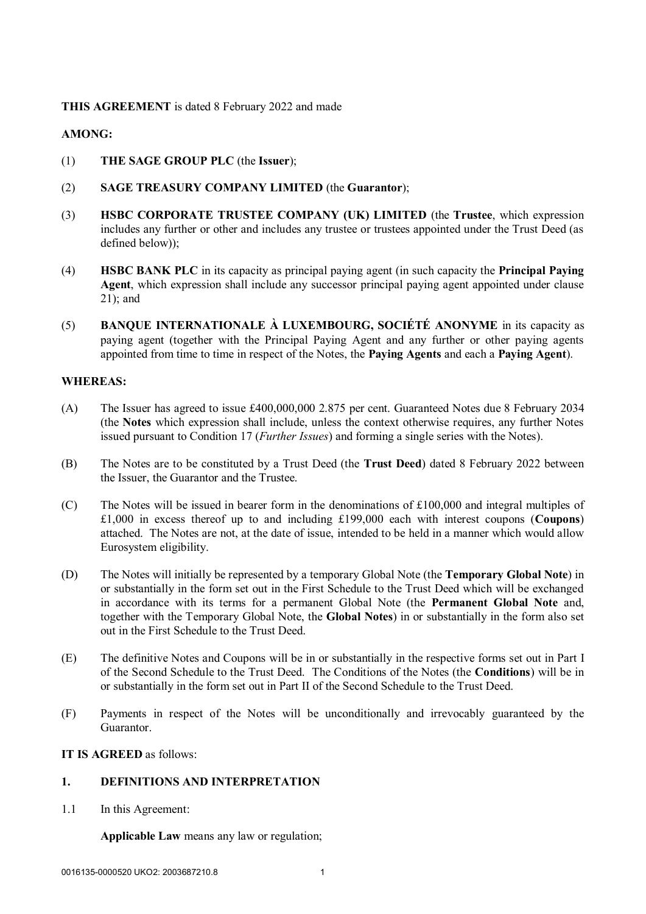**THIS AGREEMENT** is dated 8 February 2022 and made

**AMONG:**

(1) **THE SAGE GROUP PLC** (the **Issuer**);

(2) **SAGE TREASURY COMPANY LIMITED** (the **Guarantor**);

(3) **HSBC CORPORATE TRUSTEE COMPANY (UK) LIMITED** (the **Trustee**, which expression includes any further or other and includes any trustee or trustees appointed under the Trust Deed (as defined below));

(4) **HSBC BANK PLC** in its capacity as principal paying agent (in such capacity the **Principal Paying Agent**, which expression shall include any successor principal paying agent appointed under clause 21); and

(5) **BANQUE INTERNATIONALE À LUXEMBOURG, SOCIÉTÉ ANONYME** in its capacity as paying agent (together with the Principal Paying Agent and any further or other paying agents appointed from time to time in respect of the Notes, the **Paying Agents** and each a **Paying Agent**).

**WHEREAS:**

(A) The Issuer has agreed to issue £400,000,000 2.875 per cent. Guaranteed Notes due 8 February 2034 (the **Notes** which expression shall include, unless the context otherwise requires, any further Notes issued pursuant to Condition 17 (*Further Issues*) and forming a single series with the Notes).

(B) The Notes are to be constituted by a Trust Deed (the **Trust Deed**) dated 8 February 2022 between the Issuer, the Guarantor and the Trustee.

(C) The Notes will be issued in bearer form in the denominations of £100,000 and integral multiples of £1,000 in excess thereof up to and including £199,000 each with interest coupons (**Coupons**) attached. The Notes are not, at the date of issue, intended to be held in a manner which would allow Eurosystem eligibility.

(D) The Notes will initially be represented by a temporary Global Note (the **Temporary Global Note**) in or substantially in the form set out in the First Schedule to the Trust Deed which will be exchanged in accordance with its terms for a permanent Global Note (the **Permanent Global Note** and, together with the Temporary Global Note, the **Global Notes**) in or substantially in the form also set out in the First Schedule to the Trust Deed.

(E) The definitive Notes and Coupons will be in or substantially in the respective forms set out in Part I of the Second Schedule to the Trust Deed. The Conditions of the Notes (the **Conditions**) will be in or substantially in the form set out in Part II of the Second Schedule to the Trust Deed.

(F) Payments in respect of the Notes will be unconditionally and irrevocably guaranteed by the Guarantor.

**IT IS AGREED** as follows:

## 1. DEFINITIONS AND INTERPRETATION

1.1 In this Agreement:

**Applicable Law** means any law or regulation;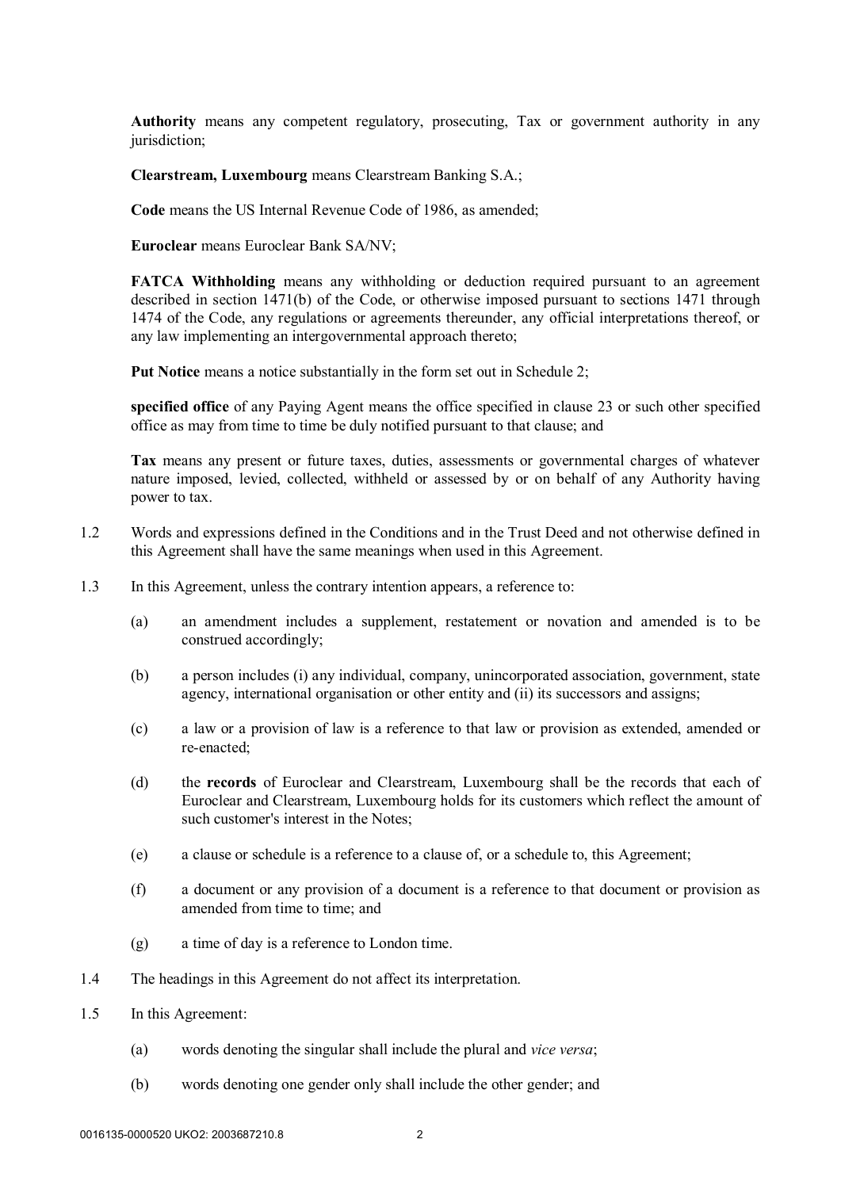**Authority** means any competent regulatory, prosecuting, Tax or government authority in any jurisdiction;

**Clearstream, Luxembourg** means Clearstream Banking S.A.;

**Code** means the US Internal Revenue Code of 1986, as amended;

**Euroclear** means Euroclear Bank SA/NV;

**FATCA Withholding** means any withholding or deduction required pursuant to an agreement described in section 1471(b) of the Code, or otherwise imposed pursuant to sections 1471 through 1474 of the Code, any regulations or agreements thereunder, any official interpretations thereof, or any law implementing an intergovernmental approach thereto;

**Put Notice** means a notice substantially in the form set out in Schedule 2;

**specified office** of any Paying Agent means the office specified in clause 23 or such other specified office as may from time to time be duly notified pursuant to that clause; and

**Tax** means any present or future taxes, duties, assessments or governmental charges of whatever nature imposed, levied, collected, withheld or assessed by or on behalf of any Authority having power to tax.

1.2 Words and expressions defined in the Conditions and in the Trust Deed and not otherwise defined in this Agreement shall have the same meanings when used in this Agreement.

1.3 In this Agreement, unless the contrary intention appears, a reference to:

(a) an amendment includes a supplement, restatement or novation and amended is to be construed accordingly;

(b) a person includes (i) any individual, company, unincorporated association, government, state agency, international organisation or other entity and (ii) its successors and assigns;

(c) a law or a provision of law is a reference to that law or provision as extended, amended or re-enacted;

(d) the **records** of Euroclear and Clearstream, Luxembourg shall be the records that each of Euroclear and Clearstream, Luxembourg holds for its customers which reflect the amount of such customer's interest in the Notes;

(e) a clause or schedule is a reference to a clause of, or a schedule to, this Agreement;

(f) a document or any provision of a document is a reference to that document or provision as amended from time to time; and

(g) a time of day is a reference to London time.

1.4 The headings in this Agreement do not affect its interpretation.

1.5 In this Agreement:

(a) words denoting the singular shall include the plural and *vice versa*;

(b) words denoting one gender only shall include the other gender; and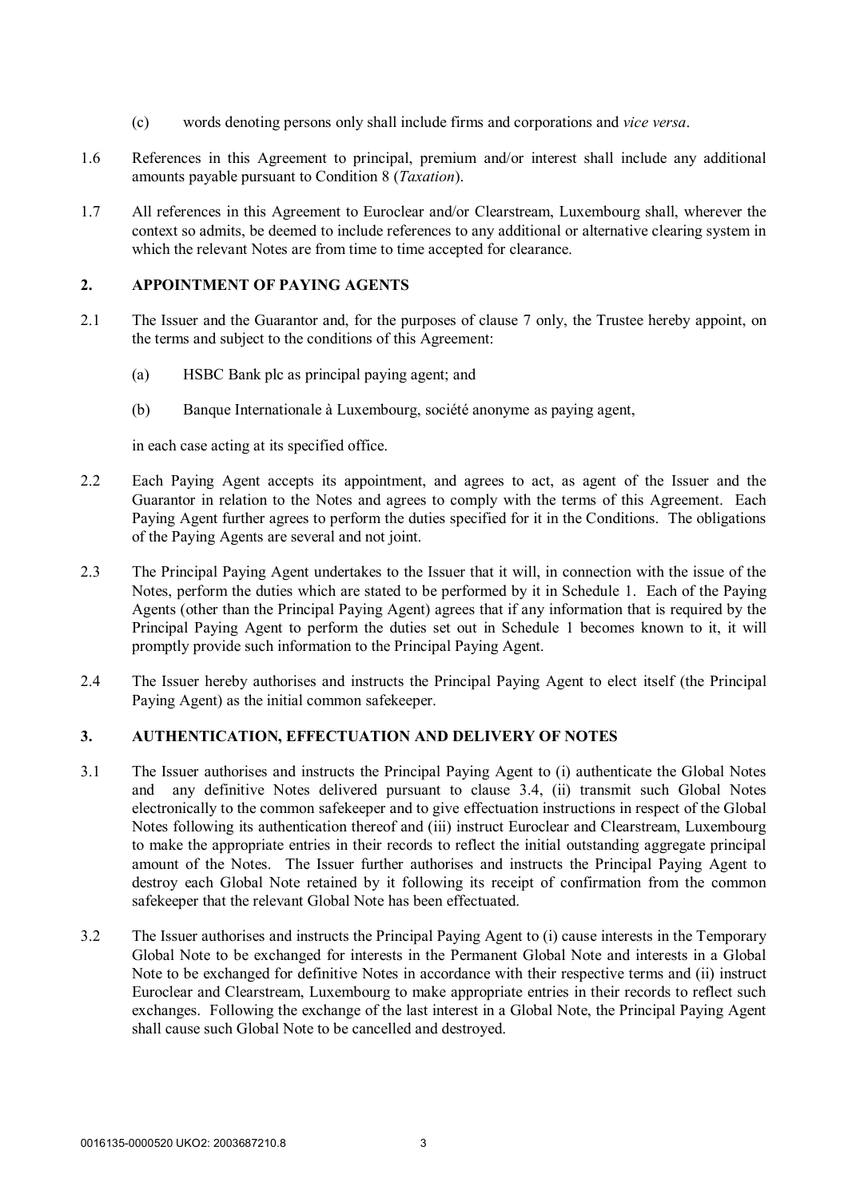(c) words denoting persons only shall include firms and corporations and *vice versa*.

1.6 References in this Agreement to principal, premium and/or interest shall include any additional amounts payable pursuant to Condition 8 (*Taxation*).

1.7 All references in this Agreement to Euroclear and/or Clearstream, Luxembourg shall, wherever the context so admits, be deemed to include references to any additional or alternative clearing system in which the relevant Notes are from time to time accepted for clearance.

## 2. APPOINTMENT OF PAYING AGENTS

2.1 The Issuer and the Guarantor and, for the purposes of clause 7 only, the Trustee hereby appoint, on the terms and subject to the conditions of this Agreement:

(a) HSBC Bank plc as principal paying agent; and

(b) Banque Internationale à Luxembourg, société anonyme as paying agent,

in each case acting at its specified office.

2.2 Each Paying Agent accepts its appointment, and agrees to act, as agent of the Issuer and the Guarantor in relation to the Notes and agrees to comply with the terms of this Agreement. Each Paying Agent further agrees to perform the duties specified for it in the Conditions. The obligations of the Paying Agents are several and not joint.

2.3 The Principal Paying Agent undertakes to the Issuer that it will, in connection with the issue of the Notes, perform the duties which are stated to be performed by it in Schedule 1. Each of the Paying Agents (other than the Principal Paying Agent) agrees that if any information that is required by the Principal Paying Agent to perform the duties set out in Schedule 1 becomes known to it, it will promptly provide such information to the Principal Paying Agent.

2.4 The Issuer hereby authorises and instructs the Principal Paying Agent to elect itself (the Principal Paying Agent) as the initial common safekeeper.

## 3. AUTHENTICATION, EFFECTUATION AND DELIVERY OF NOTES

3.1 The Issuer authorises and instructs the Principal Paying Agent to (i) authenticate the Global Notes and any definitive Notes delivered pursuant to clause 3.4, (ii) transmit such Global Notes electronically to the common safekeeper and to give effectuation instructions in respect of the Global Notes following its authentication thereof and (iii) instruct Euroclear and Clearstream, Luxembourg to make the appropriate entries in their records to reflect the initial outstanding aggregate principal amount of the Notes. The Issuer further authorises and instructs the Principal Paying Agent to destroy each Global Note retained by it following its receipt of confirmation from the common safekeeper that the relevant Global Note has been effectuated.

3.2 The Issuer authorises and instructs the Principal Paying Agent to (i) cause interests in the Temporary Global Note to be exchanged for interests in the Permanent Global Note and interests in a Global Note to be exchanged for definitive Notes in accordance with their respective terms and (ii) instruct Euroclear and Clearstream, Luxembourg to make appropriate entries in their records to reflect such exchanges. Following the exchange of the last interest in a Global Note, the Principal Paying Agent shall cause such Global Note to be cancelled and destroyed.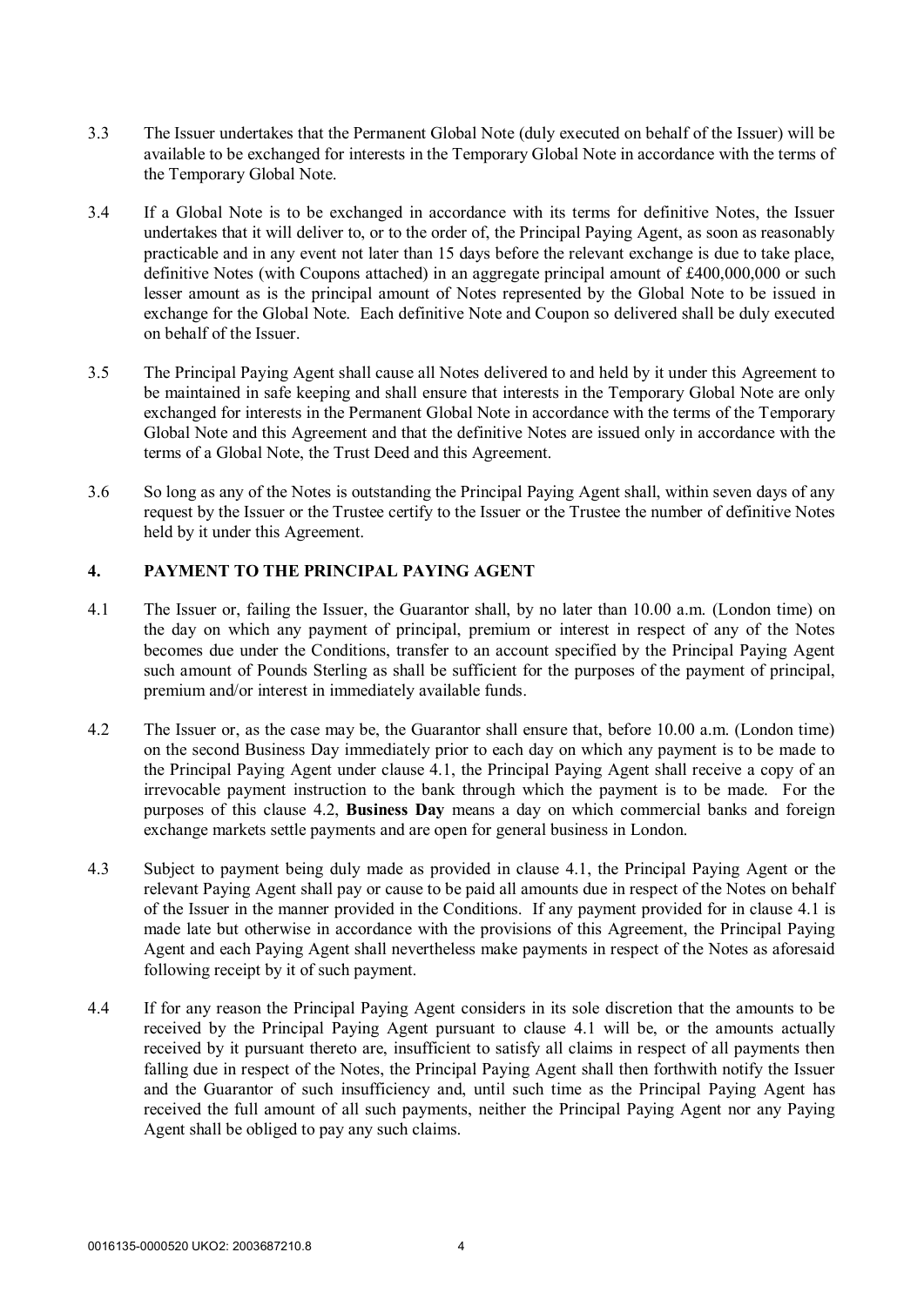3.3 The Issuer undertakes that the Permanent Global Note (duly executed on behalf of the Issuer) will be available to be exchanged for interests in the Temporary Global Note in accordance with the terms of the Temporary Global Note.

3.4 If a Global Note is to be exchanged in accordance with its terms for definitive Notes, the Issuer undertakes that it will deliver to, or to the order of, the Principal Paying Agent, as soon as reasonably practicable and in any event not later than 15 days before the relevant exchange is due to take place, definitive Notes (with Coupons attached) in an aggregate principal amount of £400,000,000 or such lesser amount as is the principal amount of Notes represented by the Global Note to be issued in exchange for the Global Note. Each definitive Note and Coupon so delivered shall be duly executed on behalf of the Issuer.

3.5 The Principal Paying Agent shall cause all Notes delivered to and held by it under this Agreement to be maintained in safe keeping and shall ensure that interests in the Temporary Global Note are only exchanged for interests in the Permanent Global Note in accordance with the terms of the Temporary Global Note and this Agreement and that the definitive Notes are issued only in accordance with the terms of a Global Note, the Trust Deed and this Agreement.

3.6 So long as any of the Notes is outstanding the Principal Paying Agent shall, within seven days of any request by the Issuer or the Trustee certify to the Issuer or the Trustee the number of definitive Notes held by it under this Agreement.

## 4. PAYMENT TO THE PRINCIPAL PAYING AGENT

4.1 The Issuer or, failing the Issuer, the Guarantor shall, by no later than 10.00 a.m. (London time) on the day on which any payment of principal, premium or interest in respect of any of the Notes becomes due under the Conditions, transfer to an account specified by the Principal Paying Agent such amount of Pounds Sterling as shall be sufficient for the purposes of the payment of principal, premium and/or interest in immediately available funds.

4.2 The Issuer or, as the case may be, the Guarantor shall ensure that, before 10.00 a.m. (London time) on the second Business Day immediately prior to each day on which any payment is to be made to the Principal Paying Agent under clause 4.1, the Principal Paying Agent shall receive a copy of an irrevocable payment instruction to the bank through which the payment is to be made. For the purposes of this clause 4.2, **Business Day** means a day on which commercial banks and foreign exchange markets settle payments and are open for general business in London.

4.3 Subject to payment being duly made as provided in clause 4.1, the Principal Paying Agent or the relevant Paying Agent shall pay or cause to be paid all amounts due in respect of the Notes on behalf of the Issuer in the manner provided in the Conditions. If any payment provided for in clause 4.1 is made late but otherwise in accordance with the provisions of this Agreement, the Principal Paying Agent and each Paying Agent shall nevertheless make payments in respect of the Notes as aforesaid following receipt by it of such payment.

4.4 If for any reason the Principal Paying Agent considers in its sole discretion that the amounts to be received by the Principal Paying Agent pursuant to clause 4.1 will be, or the amounts actually received by it pursuant thereto are, insufficient to satisfy all claims in respect of all payments then falling due in respect of the Notes, the Principal Paying Agent shall then forthwith notify the Issuer and the Guarantor of such insufficiency and, until such time as the Principal Paying Agent has received the full amount of all such payments, neither the Principal Paying Agent nor any Paying Agent shall be obliged to pay any such claims.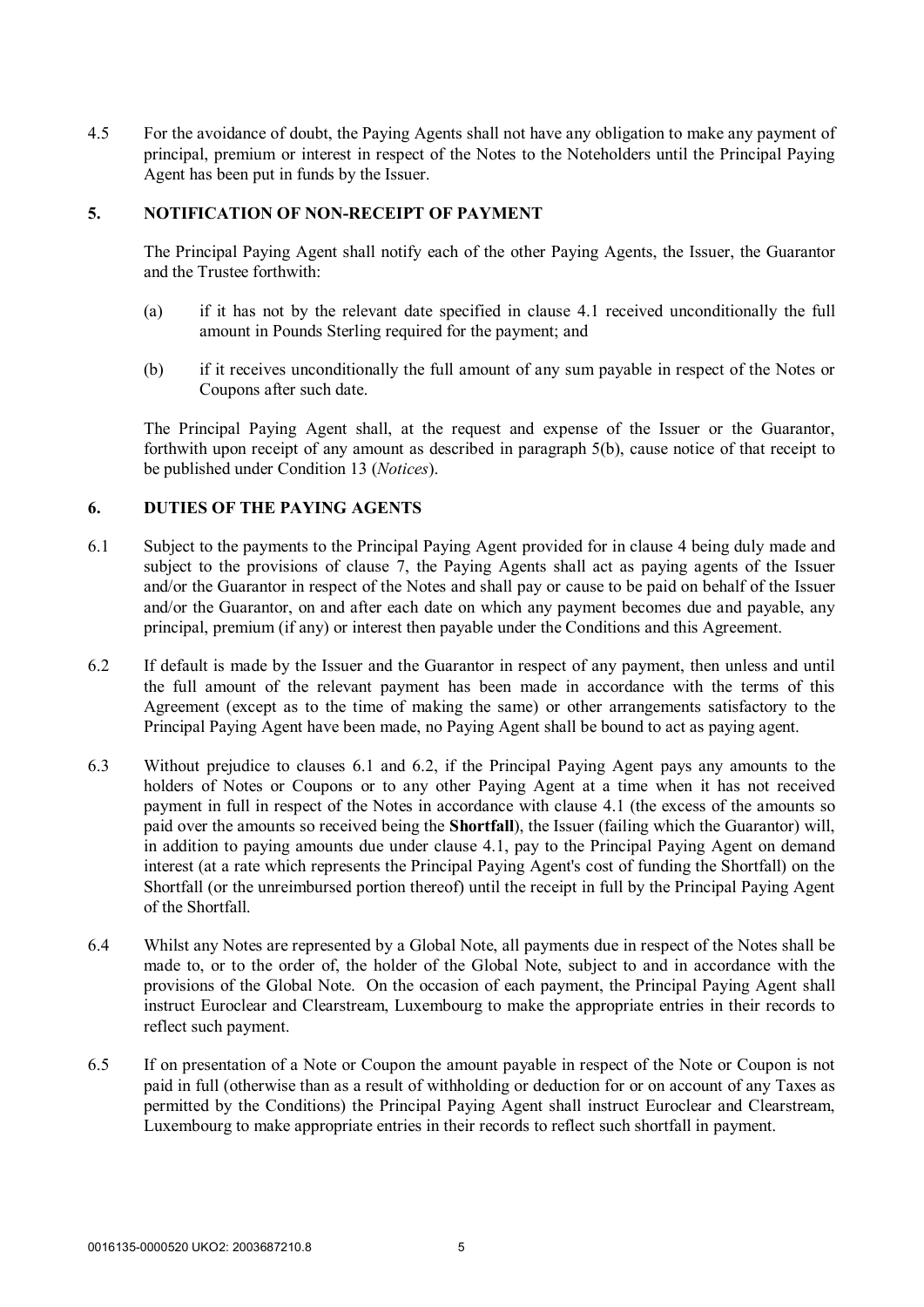4.5 For the avoidance of doubt, the Paying Agents shall not have any obligation to make any payment of principal, premium or interest in respect of the Notes to the Noteholders until the Principal Paying Agent has been put in funds by the Issuer.

## 5. NOTIFICATION OF NON-RECEIPT OF PAYMENT

The Principal Paying Agent shall notify each of the other Paying Agents, the Issuer, the Guarantor and the Trustee forthwith:

(a) if it has not by the relevant date specified in clause 4.1 received unconditionally the full amount in Pounds Sterling required for the payment; and

(b) if it receives unconditionally the full amount of any sum payable in respect of the Notes or Coupons after such date.

The Principal Paying Agent shall, at the request and expense of the Issuer or the Guarantor, forthwith upon receipt of any amount as described in paragraph 5(b), cause notice of that receipt to be published under Condition 13 (*Notices*).

## 6. DUTIES OF THE PAYING AGENTS

6.1 Subject to the payments to the Principal Paying Agent provided for in clause 4 being duly made and subject to the provisions of clause 7, the Paying Agents shall act as paying agents of the Issuer and/or the Guarantor in respect of the Notes and shall pay or cause to be paid on behalf of the Issuer and/or the Guarantor, on and after each date on which any payment becomes due and payable, any principal, premium (if any) or interest then payable under the Conditions and this Agreement.

6.2 If default is made by the Issuer and the Guarantor in respect of any payment, then unless and until the full amount of the relevant payment has been made in accordance with the terms of this Agreement (except as to the time of making the same) or other arrangements satisfactory to the Principal Paying Agent have been made, no Paying Agent shall be bound to act as paying agent.

6.3 Without prejudice to clauses 6.1 and 6.2, if the Principal Paying Agent pays any amounts to the holders of Notes or Coupons or to any other Paying Agent at a time when it has not received payment in full in respect of the Notes in accordance with clause 4.1 (the excess of the amounts so paid over the amounts so received being the **Shortfall**), the Issuer (failing which the Guarantor) will, in addition to paying amounts due under clause 4.1, pay to the Principal Paying Agent on demand interest (at a rate which represents the Principal Paying Agent's cost of funding the Shortfall) on the Shortfall (or the unreimbursed portion thereof) until the receipt in full by the Principal Paying Agent of the Shortfall.

6.4 Whilst any Notes are represented by a Global Note, all payments due in respect of the Notes shall be made to, or to the order of, the holder of the Global Note, subject to and in accordance with the provisions of the Global Note. On the occasion of each payment, the Principal Paying Agent shall instruct Euroclear and Clearstream, Luxembourg to make the appropriate entries in their records to reflect such payment.

6.5 If on presentation of a Note or Coupon the amount payable in respect of the Note or Coupon is not paid in full (otherwise than as a result of withholding or deduction for or on account of any Taxes as permitted by the Conditions) the Principal Paying Agent shall instruct Euroclear and Clearstream, Luxembourg to make appropriate entries in their records to reflect such shortfall in payment.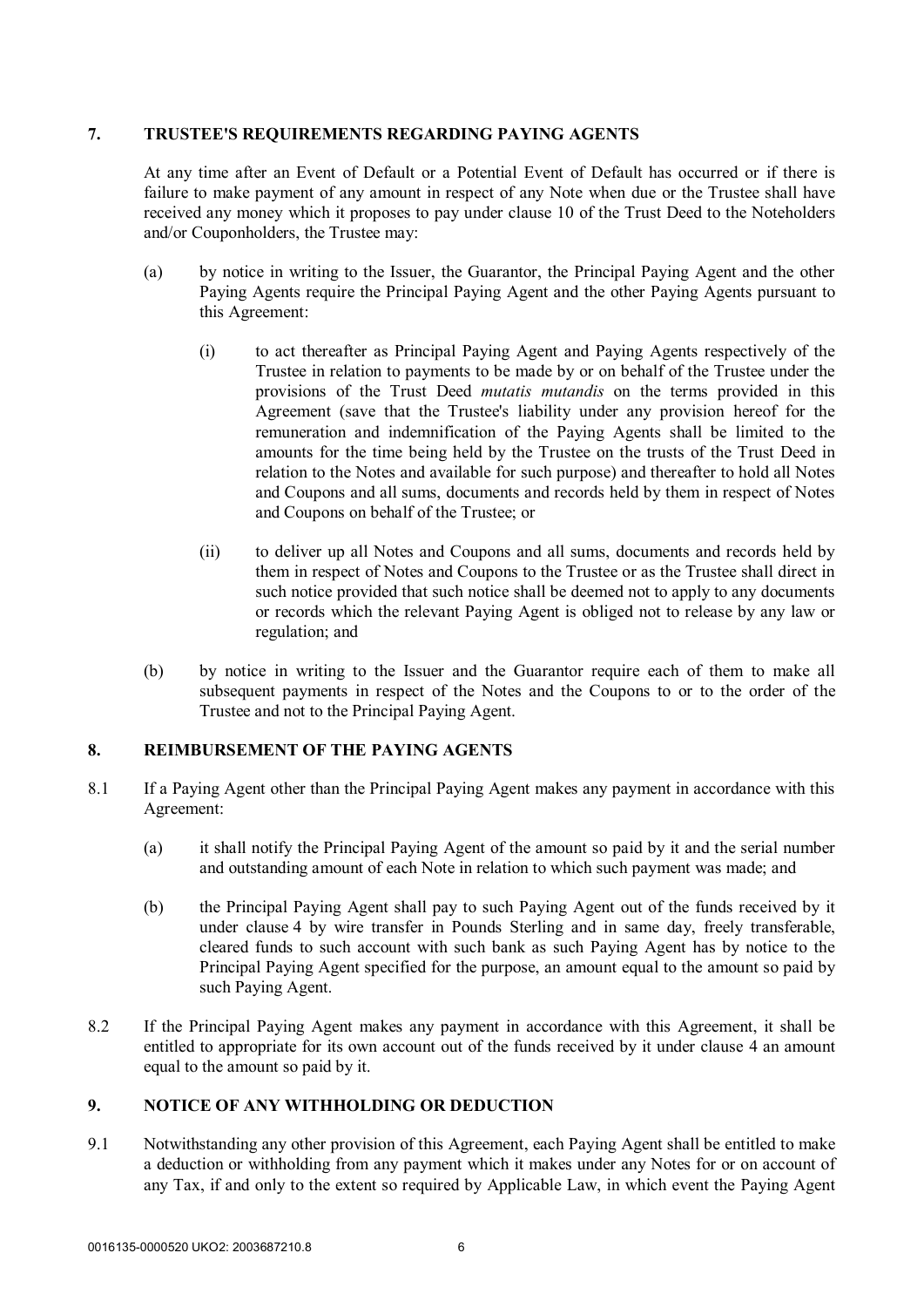## 7. TRUSTEE'S REQUIREMENTS REGARDING PAYING AGENTS

At any time after an Event of Default or a Potential Event of Default has occurred or if there is failure to make payment of any amount in respect of any Note when due or the Trustee shall have received any money which it proposes to pay under clause 10 of the Trust Deed to the Noteholders and/or Couponholders, the Trustee may:

(a) by notice in writing to the Issuer, the Guarantor, the Principal Paying Agent and the other Paying Agents require the Principal Paying Agent and the other Paying Agents pursuant to this Agreement:

   (i) to act thereafter as Principal Paying Agent and Paying Agents respectively of the Trustee in relation to payments to be made by or on behalf of the Trustee under the provisions of the Trust Deed *mutatis mutandis* on the terms provided in this Agreement (save that the Trustee's liability under any provision hereof for the remuneration and indemnification of the Paying Agents shall be limited to the amounts for the time being held by the Trustee on the trusts of the Trust Deed in relation to the Notes and available for such purpose) and thereafter to hold all Notes and Coupons and all sums, documents and records held by them in respect of Notes and Coupons on behalf of the Trustee; or

   (ii) to deliver up all Notes and Coupons and all sums, documents and records held by them in respect of Notes and Coupons to the Trustee or as the Trustee shall direct in such notice provided that such notice shall be deemed not to apply to any documents or records which the relevant Paying Agent is obliged not to release by any law or regulation; and

(b) by notice in writing to the Issuer and the Guarantor require each of them to make all subsequent payments in respect of the Notes and the Coupons to or to the order of the Trustee and not to the Principal Paying Agent.

## 8. REIMBURSEMENT OF THE PAYING AGENTS

8.1 If a Paying Agent other than the Principal Paying Agent makes any payment in accordance with this Agreement:

(a) it shall notify the Principal Paying Agent of the amount so paid by it and the serial number and outstanding amount of each Note in relation to which such payment was made; and

(b) the Principal Paying Agent shall pay to such Paying Agent out of the funds received by it under clause 4 by wire transfer in Pounds Sterling and in same day, freely transferable, cleared funds to such account with such bank as such Paying Agent has by notice to the Principal Paying Agent specified for the purpose, an amount equal to the amount so paid by such Paying Agent.

8.2 If the Principal Paying Agent makes any payment in accordance with this Agreement, it shall be entitled to appropriate for its own account out of the funds received by it under clause 4 an amount equal to the amount so paid by it.

## 9. NOTICE OF ANY WITHHOLDING OR DEDUCTION

9.1 Notwithstanding any other provision of this Agreement, each Paying Agent shall be entitled to make a deduction or withholding from any payment which it makes under any Notes for or on account of any Tax, if and only to the extent so required by Applicable Law, in which event the Paying Agent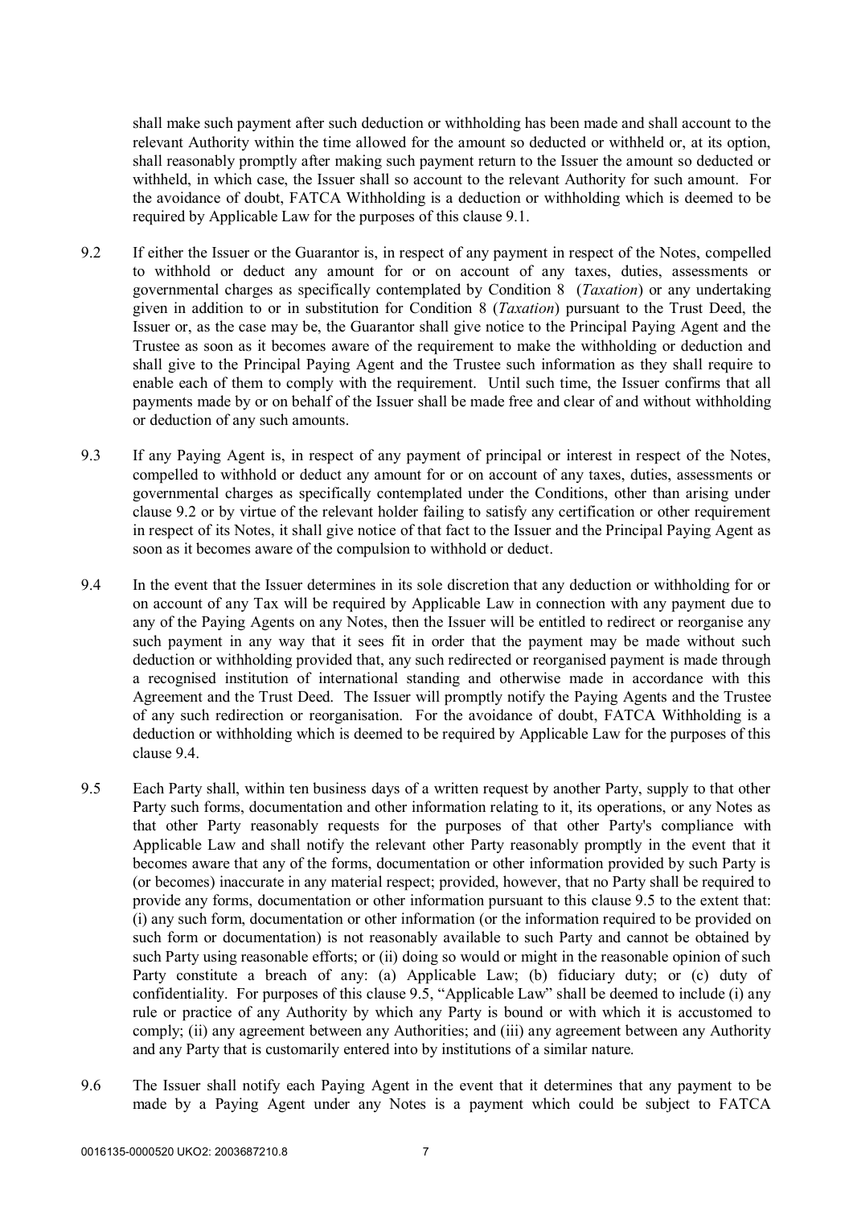shall make such payment after such deduction or withholding has been made and shall account to the relevant Authority within the time allowed for the amount so deducted or withheld or, at its option, shall reasonably promptly after making such payment return to the Issuer the amount so deducted or withheld, in which case, the Issuer shall so account to the relevant Authority for such amount. For the avoidance of doubt, FATCA Withholding is a deduction or withholding which is deemed to be required by Applicable Law for the purposes of this clause 9.1.

9.2 If either the Issuer or the Guarantor is, in respect of any payment in respect of the Notes, compelled to withhold or deduct any amount for or on account of any taxes, duties, assessments or governmental charges as specifically contemplated by Condition 8 (*Taxation*) or any undertaking given in addition to or in substitution for Condition 8 (*Taxation*) pursuant to the Trust Deed, the Issuer or, as the case may be, the Guarantor shall give notice to the Principal Paying Agent and the Trustee as soon as it becomes aware of the requirement to make the withholding or deduction and shall give to the Principal Paying Agent and the Trustee such information as they shall require to enable each of them to comply with the requirement. Until such time, the Issuer confirms that all payments made by or on behalf of the Issuer shall be made free and clear of and without withholding or deduction of any such amounts.

9.3 If any Paying Agent is, in respect of any payment of principal or interest in respect of the Notes, compelled to withhold or deduct any amount for or on account of any taxes, duties, assessments or governmental charges as specifically contemplated under the Conditions, other than arising under clause 9.2 or by virtue of the relevant holder failing to satisfy any certification or other requirement in respect of its Notes, it shall give notice of that fact to the Issuer and the Principal Paying Agent as soon as it becomes aware of the compulsion to withhold or deduct.

9.4 In the event that the Issuer determines in its sole discretion that any deduction or withholding for or on account of any Tax will be required by Applicable Law in connection with any payment due to any of the Paying Agents on any Notes, then the Issuer will be entitled to redirect or reorganise any such payment in any way that it sees fit in order that the payment may be made without such deduction or withholding provided that, any such redirected or reorganised payment is made through a recognised institution of international standing and otherwise made in accordance with this Agreement and the Trust Deed. The Issuer will promptly notify the Paying Agents and the Trustee of any such redirection or reorganisation. For the avoidance of doubt, FATCA Withholding is a deduction or withholding which is deemed to be required by Applicable Law for the purposes of this clause 9.4.

9.5 Each Party shall, within ten business days of a written request by another Party, supply to that other Party such forms, documentation and other information relating to it, its operations, or any Notes as that other Party reasonably requests for the purposes of that other Party's compliance with Applicable Law and shall notify the relevant other Party reasonably promptly in the event that it becomes aware that any of the forms, documentation or other information provided by such Party is (or becomes) inaccurate in any material respect; provided, however, that no Party shall be required to provide any forms, documentation or other information pursuant to this clause 9.5 to the extent that: (i) any such form, documentation or other information (or the information required to be provided on such form or documentation) is not reasonably available to such Party and cannot be obtained by such Party using reasonable efforts; or (ii) doing so would or might in the reasonable opinion of such Party constitute a breach of any: (a) Applicable Law; (b) fiduciary duty; or (c) duty of confidentiality. For purposes of this clause 9.5, "Applicable Law" shall be deemed to include (i) any rule or practice of any Authority by which any Party is bound or with which it is accustomed to comply; (ii) any agreement between any Authorities; and (iii) any agreement between any Authority and any Party that is customarily entered into by institutions of a similar nature.

9.6 The Issuer shall notify each Paying Agent in the event that it determines that any payment to be made by a Paying Agent under any Notes is a payment which could be subject to FATCA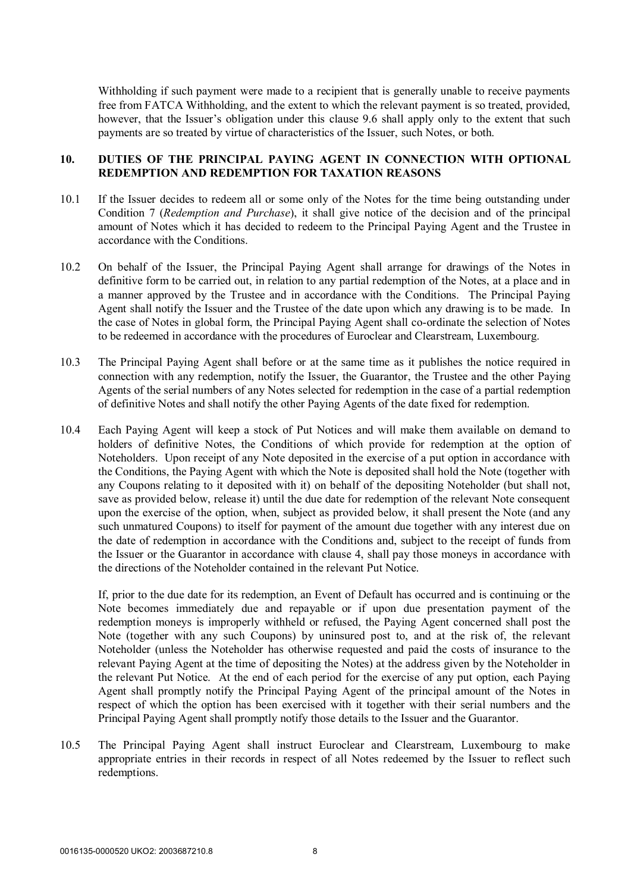Withholding if such payment were made to a recipient that is generally unable to receive payments free from FATCA Withholding, and the extent to which the relevant payment is so treated, provided, however, that the Issuer's obligation under this clause 9.6 shall apply only to the extent that such payments are so treated by virtue of characteristics of the Issuer, such Notes, or both.

## 10. DUTIES OF THE PRINCIPAL PAYING AGENT IN CONNECTION WITH OPTIONAL REDEMPTION AND REDEMPTION FOR TAXATION REASONS

10.1 If the Issuer decides to redeem all or some only of the Notes for the time being outstanding under Condition 7 (*Redemption and Purchase*), it shall give notice of the decision and of the principal amount of Notes which it has decided to redeem to the Principal Paying Agent and the Trustee in accordance with the Conditions.

10.2 On behalf of the Issuer, the Principal Paying Agent shall arrange for drawings of the Notes in definitive form to be carried out, in relation to any partial redemption of the Notes, at a place and in a manner approved by the Trustee and in accordance with the Conditions. The Principal Paying Agent shall notify the Issuer and the Trustee of the date upon which any drawing is to be made. In the case of Notes in global form, the Principal Paying Agent shall co-ordinate the selection of Notes to be redeemed in accordance with the procedures of Euroclear and Clearstream, Luxembourg.

10.3 The Principal Paying Agent shall before or at the same time as it publishes the notice required in connection with any redemption, notify the Issuer, the Guarantor, the Trustee and the other Paying Agents of the serial numbers of any Notes selected for redemption in the case of a partial redemption of definitive Notes and shall notify the other Paying Agents of the date fixed for redemption.

10.4 Each Paying Agent will keep a stock of Put Notices and will make them available on demand to holders of definitive Notes, the Conditions of which provide for redemption at the option of Noteholders. Upon receipt of any Note deposited in the exercise of a put option in accordance with the Conditions, the Paying Agent with which the Note is deposited shall hold the Note (together with any Coupons relating to it deposited with it) on behalf of the depositing Noteholder (but shall not, save as provided below, release it) until the due date for redemption of the relevant Note consequent upon the exercise of the option, when, subject as provided below, it shall present the Note (and any such unmatured Coupons) to itself for payment of the amount due together with any interest due on the date of redemption in accordance with the Conditions and, subject to the receipt of funds from the Issuer or the Guarantor in accordance with clause 4, shall pay those moneys in accordance with the directions of the Noteholder contained in the relevant Put Notice.

If, prior to the due date for its redemption, an Event of Default has occurred and is continuing or the Note becomes immediately due and repayable or if upon due presentation payment of the redemption moneys is improperly withheld or refused, the Paying Agent concerned shall post the Note (together with any such Coupons) by uninsured post to, and at the risk of, the relevant Noteholder (unless the Noteholder has otherwise requested and paid the costs of insurance to the relevant Paying Agent at the time of depositing the Notes) at the address given by the Noteholder in the relevant Put Notice. At the end of each period for the exercise of any put option, each Paying Agent shall promptly notify the Principal Paying Agent of the principal amount of the Notes in respect of which the option has been exercised with it together with their serial numbers and the Principal Paying Agent shall promptly notify those details to the Issuer and the Guarantor.

10.5 The Principal Paying Agent shall instruct Euroclear and Clearstream, Luxembourg to make appropriate entries in their records in respect of all Notes redeemed by the Issuer to reflect such redemptions.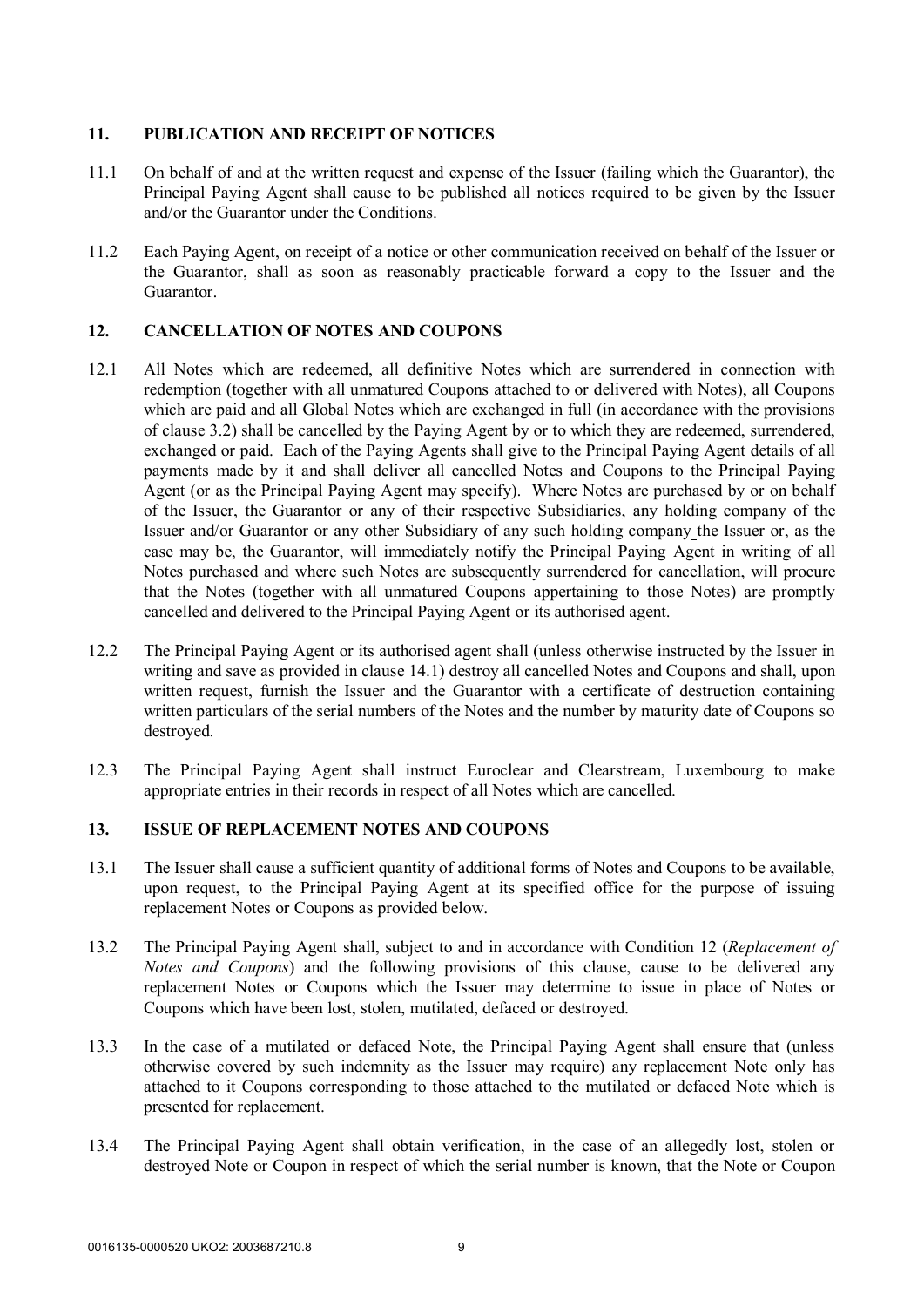## 11. PUBLICATION AND RECEIPT OF NOTICES

11.1 On behalf of and at the written request and expense of the Issuer (failing which the Guarantor), the Principal Paying Agent shall cause to be published all notices required to be given by the Issuer and/or the Guarantor under the Conditions.

11.2 Each Paying Agent, on receipt of a notice or other communication received on behalf of the Issuer or the Guarantor, shall as soon as reasonably practicable forward a copy to the Issuer and the Guarantor.

## 12. CANCELLATION OF NOTES AND COUPONS

12.1 All Notes which are redeemed, all definitive Notes which are surrendered in connection with redemption (together with all unmatured Coupons attached to or delivered with Notes), all Coupons which are paid and all Global Notes which are exchanged in full (in accordance with the provisions of clause 3.2) shall be cancelled by the Paying Agent by or to which they are redeemed, surrendered, exchanged or paid. Each of the Paying Agents shall give to the Principal Paying Agent details of all payments made by it and shall deliver all cancelled Notes and Coupons to the Principal Paying Agent (or as the Principal Paying Agent may specify). Where Notes are purchased by or on behalf of the Issuer, the Guarantor or any of their respective Subsidiaries, any holding company of the Issuer and/or Guarantor or any other Subsidiary of any such holding company the Issuer or, as the case may be, the Guarantor, will immediately notify the Principal Paying Agent in writing of all Notes purchased and where such Notes are subsequently surrendered for cancellation, will procure that the Notes (together with all unmatured Coupons appertaining to those Notes) are promptly cancelled and delivered to the Principal Paying Agent or its authorised agent.

12.2 The Principal Paying Agent or its authorised agent shall (unless otherwise instructed by the Issuer in writing and save as provided in clause 14.1) destroy all cancelled Notes and Coupons and shall, upon written request, furnish the Issuer and the Guarantor with a certificate of destruction containing written particulars of the serial numbers of the Notes and the number by maturity date of Coupons so destroyed.

12.3 The Principal Paying Agent shall instruct Euroclear and Clearstream, Luxembourg to make appropriate entries in their records in respect of all Notes which are cancelled.

## 13. ISSUE OF REPLACEMENT NOTES AND COUPONS

13.1 The Issuer shall cause a sufficient quantity of additional forms of Notes and Coupons to be available, upon request, to the Principal Paying Agent at its specified office for the purpose of issuing replacement Notes or Coupons as provided below.

13.2 The Principal Paying Agent shall, subject to and in accordance with Condition 12 (*Replacement of Notes and Coupons*) and the following provisions of this clause, cause to be delivered any replacement Notes or Coupons which the Issuer may determine to issue in place of Notes or Coupons which have been lost, stolen, mutilated, defaced or destroyed.

13.3 In the case of a mutilated or defaced Note, the Principal Paying Agent shall ensure that (unless otherwise covered by such indemnity as the Issuer may require) any replacement Note only has attached to it Coupons corresponding to those attached to the mutilated or defaced Note which is presented for replacement.

13.4 The Principal Paying Agent shall obtain verification, in the case of an allegedly lost, stolen or destroyed Note or Coupon in respect of which the serial number is known, that the Note or Coupon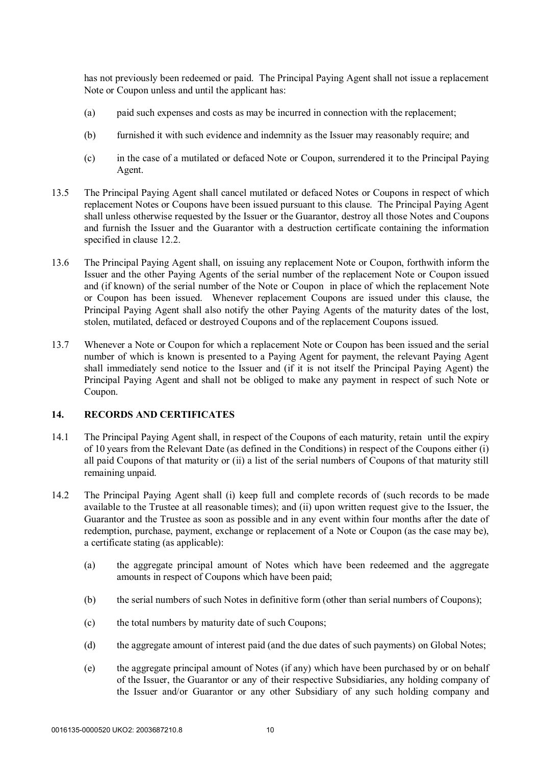has not previously been redeemed or paid. The Principal Paying Agent shall not issue a replacement Note or Coupon unless and until the applicant has:

(a) paid such expenses and costs as may be incurred in connection with the replacement;

(b) furnished it with such evidence and indemnity as the Issuer may reasonably require; and

(c) in the case of a mutilated or defaced Note or Coupon, surrendered it to the Principal Paying Agent.

13.5 The Principal Paying Agent shall cancel mutilated or defaced Notes or Coupons in respect of which replacement Notes or Coupons have been issued pursuant to this clause. The Principal Paying Agent shall unless otherwise requested by the Issuer or the Guarantor, destroy all those Notes and Coupons and furnish the Issuer and the Guarantor with a destruction certificate containing the information specified in clause 12.2.

13.6 The Principal Paying Agent shall, on issuing any replacement Note or Coupon, forthwith inform the Issuer and the other Paying Agents of the serial number of the replacement Note or Coupon issued and (if known) of the serial number of the Note or Coupon in place of which the replacement Note or Coupon has been issued. Whenever replacement Coupons are issued under this clause, the Principal Paying Agent shall also notify the other Paying Agents of the maturity dates of the lost, stolen, mutilated, defaced or destroyed Coupons and of the replacement Coupons issued.

13.7 Whenever a Note or Coupon for which a replacement Note or Coupon has been issued and the serial number of which is known is presented to a Paying Agent for payment, the relevant Paying Agent shall immediately send notice to the Issuer and (if it is not itself the Principal Paying Agent) the Principal Paying Agent and shall not be obliged to make any payment in respect of such Note or Coupon.

## 14. RECORDS AND CERTIFICATES

14.1 The Principal Paying Agent shall, in respect of the Coupons of each maturity, retain until the expiry of 10 years from the Relevant Date (as defined in the Conditions) in respect of the Coupons either (i) all paid Coupons of that maturity or (ii) a list of the serial numbers of Coupons of that maturity still remaining unpaid.

14.2 The Principal Paying Agent shall (i) keep full and complete records of (such records to be made available to the Trustee at all reasonable times); and (ii) upon written request give to the Issuer, the Guarantor and the Trustee as soon as possible and in any event within four months after the date of redemption, purchase, payment, exchange or replacement of a Note or Coupon (as the case may be), a certificate stating (as applicable):

(a) the aggregate principal amount of Notes which have been redeemed and the aggregate amounts in respect of Coupons which have been paid;

(b) the serial numbers of such Notes in definitive form (other than serial numbers of Coupons);

(c) the total numbers by maturity date of such Coupons;

(d) the aggregate amount of interest paid (and the due dates of such payments) on Global Notes;

(e) the aggregate principal amount of Notes (if any) which have been purchased by or on behalf of the Issuer, the Guarantor or any of their respective Subsidiaries, any holding company of the Issuer and/or Guarantor or any other Subsidiary of any such holding company and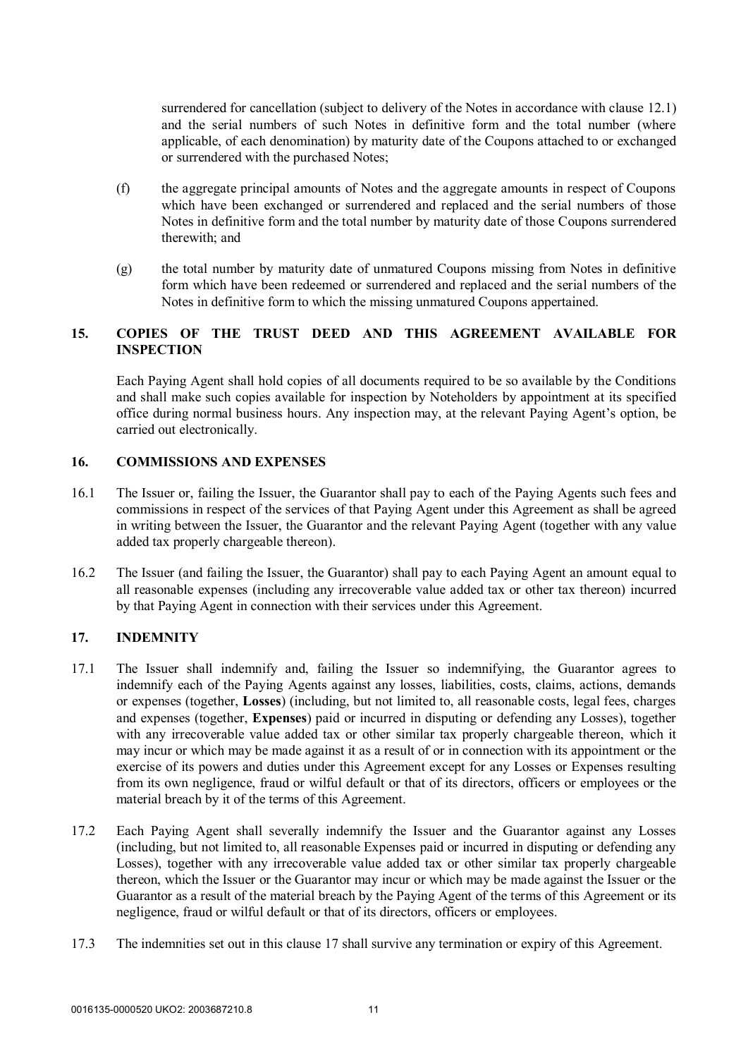surrendered for cancellation (subject to delivery of the Notes in accordance with clause 12.1) and the serial numbers of such Notes in definitive form and the total number (where applicable, of each denomination) by maturity date of the Coupons attached to or exchanged or surrendered with the purchased Notes;

(f) the aggregate principal amounts of Notes and the aggregate amounts in respect of Coupons which have been exchanged or surrendered and replaced and the serial numbers of those Notes in definitive form and the total number by maturity date of those Coupons surrendered therewith; and

(g) the total number by maturity date of unmatured Coupons missing from Notes in definitive form which have been redeemed or surrendered and replaced and the serial numbers of the Notes in definitive form to which the missing unmatured Coupons appertained.

## 15. COPIES OF THE TRUST DEED AND THIS AGREEMENT AVAILABLE FOR INSPECTION

Each Paying Agent shall hold copies of all documents required to be so available by the Conditions and shall make such copies available for inspection by Noteholders by appointment at its specified office during normal business hours. Any inspection may, at the relevant Paying Agent's option, be carried out electronically.

## 16. COMMISSIONS AND EXPENSES

16.1 The Issuer or, failing the Issuer, the Guarantor shall pay to each of the Paying Agents such fees and commissions in respect of the services of that Paying Agent under this Agreement as shall be agreed in writing between the Issuer, the Guarantor and the relevant Paying Agent (together with any value added tax properly chargeable thereon).

16.2 The Issuer (and failing the Issuer, the Guarantor) shall pay to each Paying Agent an amount equal to all reasonable expenses (including any irrecoverable value added tax or other tax thereon) incurred by that Paying Agent in connection with their services under this Agreement.

## 17. INDEMNITY

17.1 The Issuer shall indemnify and, failing the Issuer so indemnifying, the Guarantor agrees to indemnify each of the Paying Agents against any losses, liabilities, costs, claims, actions, demands or expenses (together, **Losses**) (including, but not limited to, all reasonable costs, legal fees, charges and expenses (together, **Expenses**) paid or incurred in disputing or defending any Losses), together with any irrecoverable value added tax or other similar tax properly chargeable thereon, which it may incur or which may be made against it as a result of or in connection with its appointment or the exercise of its powers and duties under this Agreement except for any Losses or Expenses resulting from its own negligence, fraud or wilful default or that of its directors, officers or employees or the material breach by it of the terms of this Agreement.

17.2 Each Paying Agent shall severally indemnify the Issuer and the Guarantor against any Losses (including, but not limited to, all reasonable Expenses paid or incurred in disputing or defending any Losses), together with any irrecoverable value added tax or other similar tax properly chargeable thereon, which the Issuer or the Guarantor may incur or which may be made against the Issuer or the Guarantor as a result of the material breach by the Paying Agent of the terms of this Agreement or its negligence, fraud or wilful default or that of its directors, officers or employees.

17.3 The indemnities set out in this clause 17 shall survive any termination or expiry of this Agreement.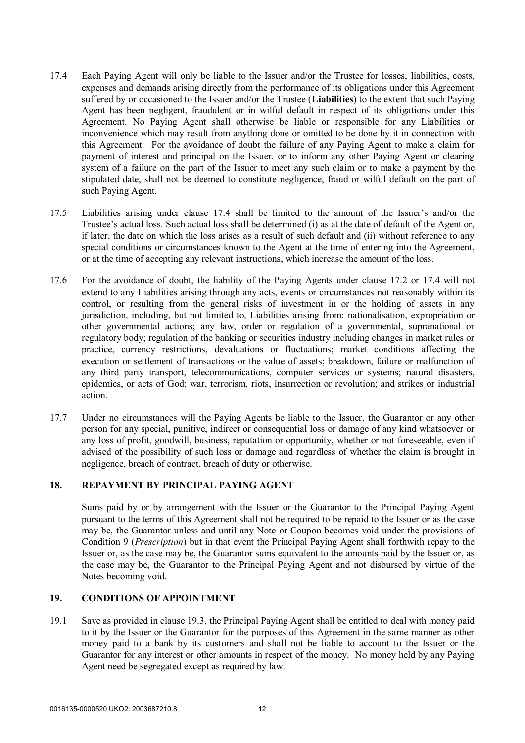17.4 Each Paying Agent will only be liable to the Issuer and/or the Trustee for losses, liabilities, costs, expenses and demands arising directly from the performance of its obligations under this Agreement suffered by or occasioned to the Issuer and/or the Trustee (**Liabilities**) to the extent that such Paying Agent has been negligent, fraudulent or in wilful default in respect of its obligations under this Agreement. No Paying Agent shall otherwise be liable or responsible for any Liabilities or inconvenience which may result from anything done or omitted to be done by it in connection with this Agreement. For the avoidance of doubt the failure of any Paying Agent to make a claim for payment of interest and principal on the Issuer, or to inform any other Paying Agent or clearing system of a failure on the part of the Issuer to meet any such claim or to make a payment by the stipulated date, shall not be deemed to constitute negligence, fraud or wilful default on the part of such Paying Agent.

17.5 Liabilities arising under clause 17.4 shall be limited to the amount of the Issuer's and/or the Trustee's actual loss. Such actual loss shall be determined (i) as at the date of default of the Agent or, if later, the date on which the loss arises as a result of such default and (ii) without reference to any special conditions or circumstances known to the Agent at the time of entering into the Agreement, or at the time of accepting any relevant instructions, which increase the amount of the loss.

17.6 For the avoidance of doubt, the liability of the Paying Agents under clause 17.2 or 17.4 will not extend to any Liabilities arising through any acts, events or circumstances not reasonably within its control, or resulting from the general risks of investment in or the holding of assets in any jurisdiction, including, but not limited to, Liabilities arising from: nationalisation, expropriation or other governmental actions; any law, order or regulation of a governmental, supranational or regulatory body; regulation of the banking or securities industry including changes in market rules or practice, currency restrictions, devaluations or fluctuations; market conditions affecting the execution or settlement of transactions or the value of assets; breakdown, failure or malfunction of any third party transport, telecommunications, computer services or systems; natural disasters, epidemics, or acts of God; war, terrorism, riots, insurrection or revolution; and strikes or industrial action.

17.7 Under no circumstances will the Paying Agents be liable to the Issuer, the Guarantor or any other person for any special, punitive, indirect or consequential loss or damage of any kind whatsoever or any loss of profit, goodwill, business, reputation or opportunity, whether or not foreseeable, even if advised of the possibility of such loss or damage and regardless of whether the claim is brought in negligence, breach of contract, breach of duty or otherwise.

## 18. REPAYMENT BY PRINCIPAL PAYING AGENT

Sums paid by or by arrangement with the Issuer or the Guarantor to the Principal Paying Agent pursuant to the terms of this Agreement shall not be required to be repaid to the Issuer or as the case may be, the Guarantor unless and until any Note or Coupon becomes void under the provisions of Condition 9 (*Prescription*) but in that event the Principal Paying Agent shall forthwith repay to the Issuer or, as the case may be, the Guarantor sums equivalent to the amounts paid by the Issuer or, as the case may be, the Guarantor to the Principal Paying Agent and not disbursed by virtue of the Notes becoming void.

## 19. CONDITIONS OF APPOINTMENT

19.1 Save as provided in clause 19.3, the Principal Paying Agent shall be entitled to deal with money paid to it by the Issuer or the Guarantor for the purposes of this Agreement in the same manner as other money paid to a bank by its customers and shall not be liable to account to the Issuer or the Guarantor for any interest or other amounts in respect of the money. No money held by any Paying Agent need be segregated except as required by law.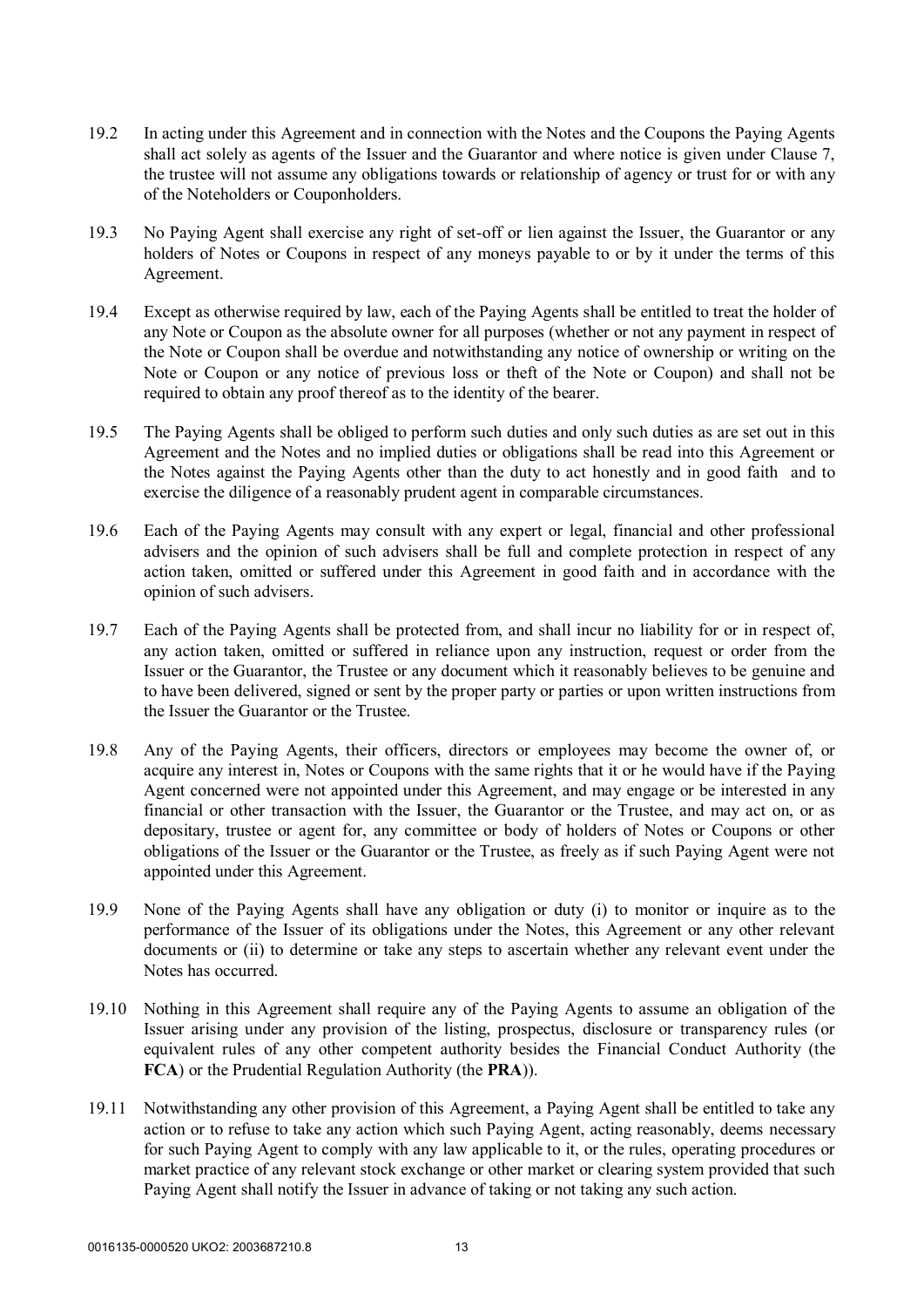19.2 In acting under this Agreement and in connection with the Notes and the Coupons the Paying Agents shall act solely as agents of the Issuer and the Guarantor and where notice is given under Clause 7, the trustee will not assume any obligations towards or relationship of agency or trust for or with any of the Noteholders or Couponholders.

19.3 No Paying Agent shall exercise any right of set-off or lien against the Issuer, the Guarantor or any holders of Notes or Coupons in respect of any moneys payable to or by it under the terms of this Agreement.

19.4 Except as otherwise required by law, each of the Paying Agents shall be entitled to treat the holder of any Note or Coupon as the absolute owner for all purposes (whether or not any payment in respect of the Note or Coupon shall be overdue and notwithstanding any notice of ownership or writing on the Note or Coupon or any notice of previous loss or theft of the Note or Coupon) and shall not be required to obtain any proof thereof as to the identity of the bearer.

19.5 The Paying Agents shall be obliged to perform such duties and only such duties as are set out in this Agreement and the Notes and no implied duties or obligations shall be read into this Agreement or the Notes against the Paying Agents other than the duty to act honestly and in good faith and to exercise the diligence of a reasonably prudent agent in comparable circumstances.

19.6 Each of the Paying Agents may consult with any expert or legal, financial and other professional advisers and the opinion of such advisers shall be full and complete protection in respect of any action taken, omitted or suffered under this Agreement in good faith and in accordance with the opinion of such advisers.

19.7 Each of the Paying Agents shall be protected from, and shall incur no liability for or in respect of, any action taken, omitted or suffered in reliance upon any instruction, request or order from the Issuer or the Guarantor, the Trustee or any document which it reasonably believes to be genuine and to have been delivered, signed or sent by the proper party or parties or upon written instructions from the Issuer the Guarantor or the Trustee.

19.8 Any of the Paying Agents, their officers, directors or employees may become the owner of, or acquire any interest in, Notes or Coupons with the same rights that it or he would have if the Paying Agent concerned were not appointed under this Agreement, and may engage or be interested in any financial or other transaction with the Issuer, the Guarantor or the Trustee, and may act on, or as depositary, trustee or agent for, any committee or body of holders of Notes or Coupons or other obligations of the Issuer or the Guarantor or the Trustee, as freely as if such Paying Agent were not appointed under this Agreement.

19.9 None of the Paying Agents shall have any obligation or duty (i) to monitor or inquire as to the performance of the Issuer of its obligations under the Notes, this Agreement or any other relevant documents or (ii) to determine or take any steps to ascertain whether any relevant event under the Notes has occurred.

19.10 Nothing in this Agreement shall require any of the Paying Agents to assume an obligation of the Issuer arising under any provision of the listing, prospectus, disclosure or transparency rules (or equivalent rules of any other competent authority besides the Financial Conduct Authority (the **FCA**) or the Prudential Regulation Authority (the **PRA**)).

19.11 Notwithstanding any other provision of this Agreement, a Paying Agent shall be entitled to take any action or to refuse to take any action which such Paying Agent, acting reasonably, deems necessary for such Paying Agent to comply with any law applicable to it, or the rules, operating procedures or market practice of any relevant stock exchange or other market or clearing system provided that such Paying Agent shall notify the Issuer in advance of taking or not taking any such action.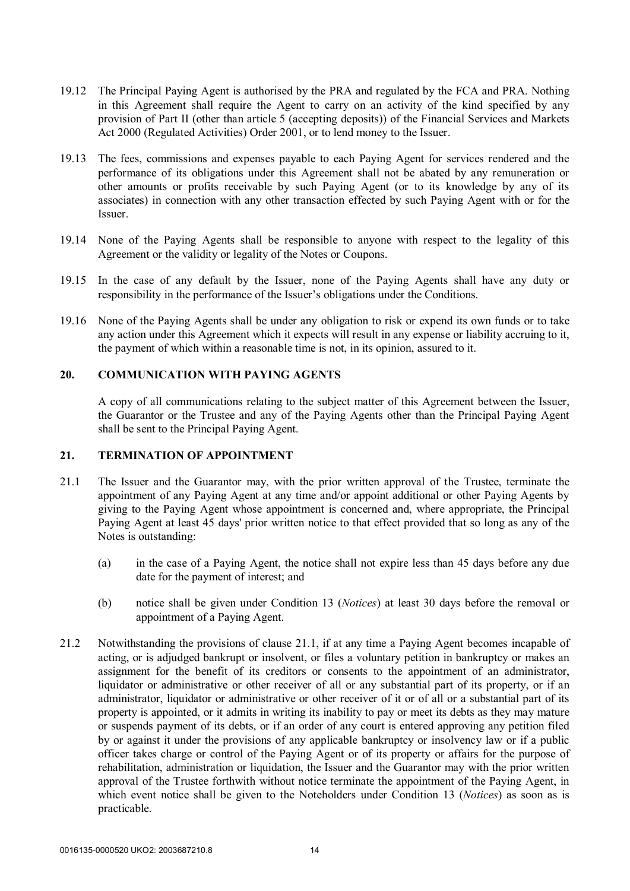19.12 The Principal Paying Agent is authorised by the PRA and regulated by the FCA and PRA. Nothing in this Agreement shall require the Agent to carry on an activity of the kind specified by any provision of Part II (other than article 5 (accepting deposits)) of the Financial Services and Markets Act 2000 (Regulated Activities) Order 2001, or to lend money to the Issuer.

19.13 The fees, commissions and expenses payable to each Paying Agent for services rendered and the performance of its obligations under this Agreement shall not be abated by any remuneration or other amounts or profits receivable by such Paying Agent (or to its knowledge by any of its associates) in connection with any other transaction effected by such Paying Agent with or for the Issuer.

19.14 None of the Paying Agents shall be responsible to anyone with respect to the legality of this Agreement or the validity or legality of the Notes or Coupons.

19.15 In the case of any default by the Issuer, none of the Paying Agents shall have any duty or responsibility in the performance of the Issuer's obligations under the Conditions.

19.16 None of the Paying Agents shall be under any obligation to risk or expend its own funds or to take any action under this Agreement which it expects will result in any expense or liability accruing to it, the payment of which within a reasonable time is not, in its opinion, assured to it.

## 20. COMMUNICATION WITH PAYING AGENTS

A copy of all communications relating to the subject matter of this Agreement between the Issuer, the Guarantor or the Trustee and any of the Paying Agents other than the Principal Paying Agent shall be sent to the Principal Paying Agent.

## 21. TERMINATION OF APPOINTMENT

21.1 The Issuer and the Guarantor may, with the prior written approval of the Trustee, terminate the appointment of any Paying Agent at any time and/or appoint additional or other Paying Agents by giving to the Paying Agent whose appointment is concerned and, where appropriate, the Principal Paying Agent at least 45 days' prior written notice to that effect provided that so long as any of the Notes is outstanding:

(a) in the case of a Paying Agent, the notice shall not expire less than 45 days before any due date for the payment of interest; and

(b) notice shall be given under Condition 13 (*Notices*) at least 30 days before the removal or appointment of a Paying Agent.

21.2 Notwithstanding the provisions of clause 21.1, if at any time a Paying Agent becomes incapable of acting, or is adjudged bankrupt or insolvent, or files a voluntary petition in bankruptcy or makes an assignment for the benefit of its creditors or consents to the appointment of an administrator, liquidator or administrative or other receiver of all or any substantial part of its property, or if an administrator, liquidator or administrative or other receiver of it or of all or a substantial part of its property is appointed, or it admits in writing its inability to pay or meet its debts as they may mature or suspends payment of its debts, or if an order of any court is entered approving any petition filed by or against it under the provisions of any applicable bankruptcy or insolvency law or if a public officer takes charge or control of the Paying Agent or of its property or affairs for the purpose of rehabilitation, administration or liquidation, the Issuer and the Guarantor may with the prior written approval of the Trustee forthwith without notice terminate the appointment of the Paying Agent, in which event notice shall be given to the Noteholders under Condition 13 (*Notices*) as soon as is practicable.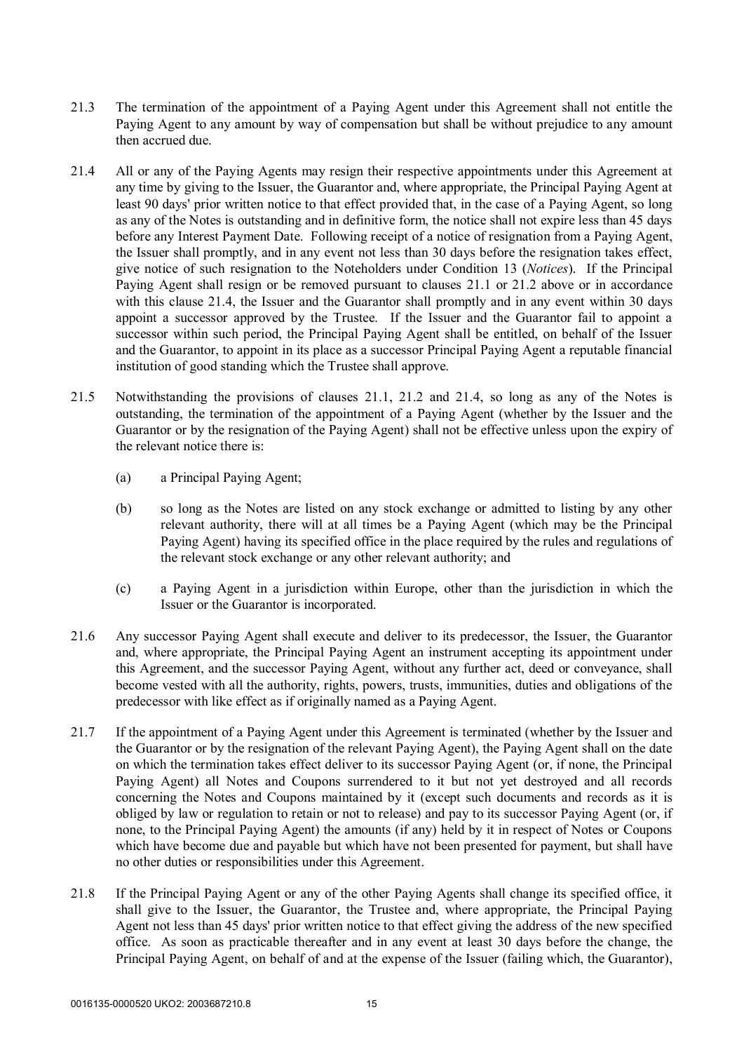21.3 The termination of the appointment of a Paying Agent under this Agreement shall not entitle the Paying Agent to any amount by way of compensation but shall be without prejudice to any amount then accrued due.

21.4 All or any of the Paying Agents may resign their respective appointments under this Agreement at any time by giving to the Issuer, the Guarantor and, where appropriate, the Principal Paying Agent at least 90 days' prior written notice to that effect provided that, in the case of a Paying Agent, so long as any of the Notes is outstanding and in definitive form, the notice shall not expire less than 45 days before any Interest Payment Date. Following receipt of a notice of resignation from a Paying Agent, the Issuer shall promptly, and in any event not less than 30 days before the resignation takes effect, give notice of such resignation to the Noteholders under Condition 13 (*Notices*). If the Principal Paying Agent shall resign or be removed pursuant to clauses 21.1 or 21.2 above or in accordance with this clause 21.4, the Issuer and the Guarantor shall promptly and in any event within 30 days appoint a successor approved by the Trustee. If the Issuer and the Guarantor fail to appoint a successor within such period, the Principal Paying Agent shall be entitled, on behalf of the Issuer and the Guarantor, to appoint in its place as a successor Principal Paying Agent a reputable financial institution of good standing which the Trustee shall approve.

21.5 Notwithstanding the provisions of clauses 21.1, 21.2 and 21.4, so long as any of the Notes is outstanding, the termination of the appointment of a Paying Agent (whether by the Issuer and the Guarantor or by the resignation of the Paying Agent) shall not be effective unless upon the expiry of the relevant notice there is:

(a) a Principal Paying Agent;

(b) so long as the Notes are listed on any stock exchange or admitted to listing by any other relevant authority, there will at all times be a Paying Agent (which may be the Principal Paying Agent) having its specified office in the place required by the rules and regulations of the relevant stock exchange or any other relevant authority; and

(c) a Paying Agent in a jurisdiction within Europe, other than the jurisdiction in which the Issuer or the Guarantor is incorporated.

21.6 Any successor Paying Agent shall execute and deliver to its predecessor, the Issuer, the Guarantor and, where appropriate, the Principal Paying Agent an instrument accepting its appointment under this Agreement, and the successor Paying Agent, without any further act, deed or conveyance, shall become vested with all the authority, rights, powers, trusts, immunities, duties and obligations of the predecessor with like effect as if originally named as a Paying Agent.

21.7 If the appointment of a Paying Agent under this Agreement is terminated (whether by the Issuer and the Guarantor or by the resignation of the relevant Paying Agent), the Paying Agent shall on the date on which the termination takes effect deliver to its successor Paying Agent (or, if none, the Principal Paying Agent) all Notes and Coupons surrendered to it but not yet destroyed and all records concerning the Notes and Coupons maintained by it (except such documents and records as it is obliged by law or regulation to retain or not to release) and pay to its successor Paying Agent (or, if none, to the Principal Paying Agent) the amounts (if any) held by it in respect of Notes or Coupons which have become due and payable but which have not been presented for payment, but shall have no other duties or responsibilities under this Agreement.

21.8 If the Principal Paying Agent or any of the other Paying Agents shall change its specified office, it shall give to the Issuer, the Guarantor, the Trustee and, where appropriate, the Principal Paying Agent not less than 45 days' prior written notice to that effect giving the address of the new specified office. As soon as practicable thereafter and in any event at least 30 days before the change, the Principal Paying Agent, on behalf of and at the expense of the Issuer (failing which, the Guarantor),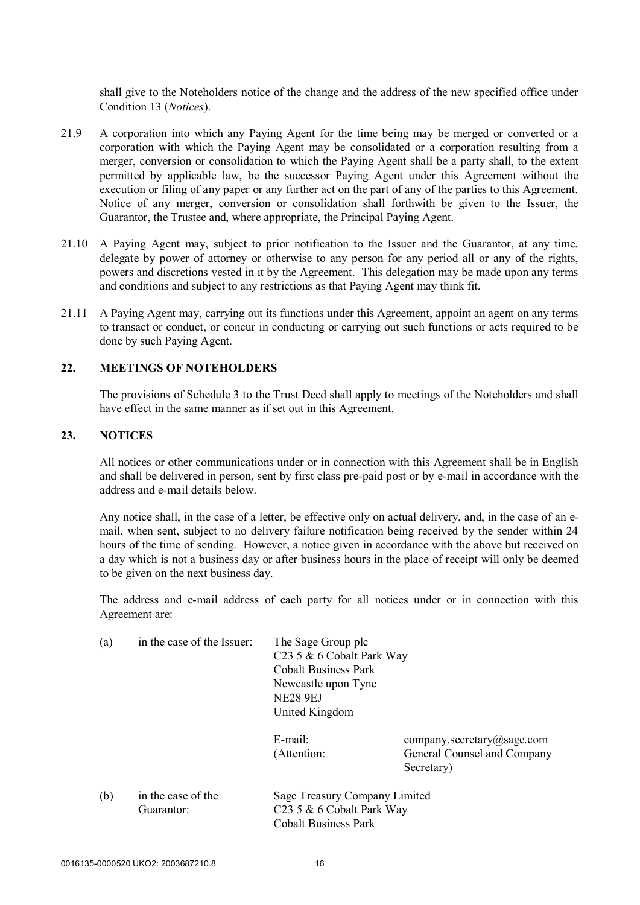shall give to the Noteholders notice of the change and the address of the new specified office under Condition 13 (*Notices*).

21.9 A corporation into which any Paying Agent for the time being may be merged or converted or a corporation with which the Paying Agent may be consolidated or a corporation resulting from a merger, conversion or consolidation to which the Paying Agent shall be a party shall, to the extent permitted by applicable law, be the successor Paying Agent under this Agreement without the execution or filing of any paper or any further act on the part of any of the parties to this Agreement. Notice of any merger, conversion or consolidation shall forthwith be given to the Issuer, the Guarantor, the Trustee and, where appropriate, the Principal Paying Agent.

21.10 A Paying Agent may, subject to prior notification to the Issuer and the Guarantor, at any time, delegate by power of attorney or otherwise to any person for any period all or any of the rights, powers and discretions vested in it by the Agreement. This delegation may be made upon any terms and conditions and subject to any restrictions as that Paying Agent may think fit.

21.11 A Paying Agent may, carrying out its functions under this Agreement, appoint an agent on any terms to transact or conduct, or concur in conducting or carrying out such functions or acts required to be done by such Paying Agent.

## 22. MEETINGS OF NOTEHOLDERS

The provisions of Schedule 3 to the Trust Deed shall apply to meetings of the Noteholders and shall have effect in the same manner as if set out in this Agreement.

## 23. NOTICES

All notices or other communications under or in connection with this Agreement shall be in English and shall be delivered in person, sent by first class pre-paid post or by e-mail in accordance with the address and e-mail details below.

Any notice shall, in the case of a letter, be effective only on actual delivery, and, in the case of an e-mail, when sent, subject to no delivery failure notification being received by the sender within 24 hours of the time of sending. However, a notice given in accordance with the above but received on a day which is not a business day or after business hours in the place of receipt will only be deemed to be given on the next business day.

The address and e-mail address of each party for all notices under or in connection with this Agreement are:

(a) in the case of the Issuer:

The Sage Group plc
C23 5 & 6 Cobalt Park Way
Cobalt Business Park
Newcastle upon Tyne
NE28 9EJ
United Kingdom

E-mail: company.secretary@sage.com
(Attention: General Counsel and Company Secretary)

(b) in the case of the Guarantor:

Sage Treasury Company Limited
C23 5 & 6 Cobalt Park Way
Cobalt Business Park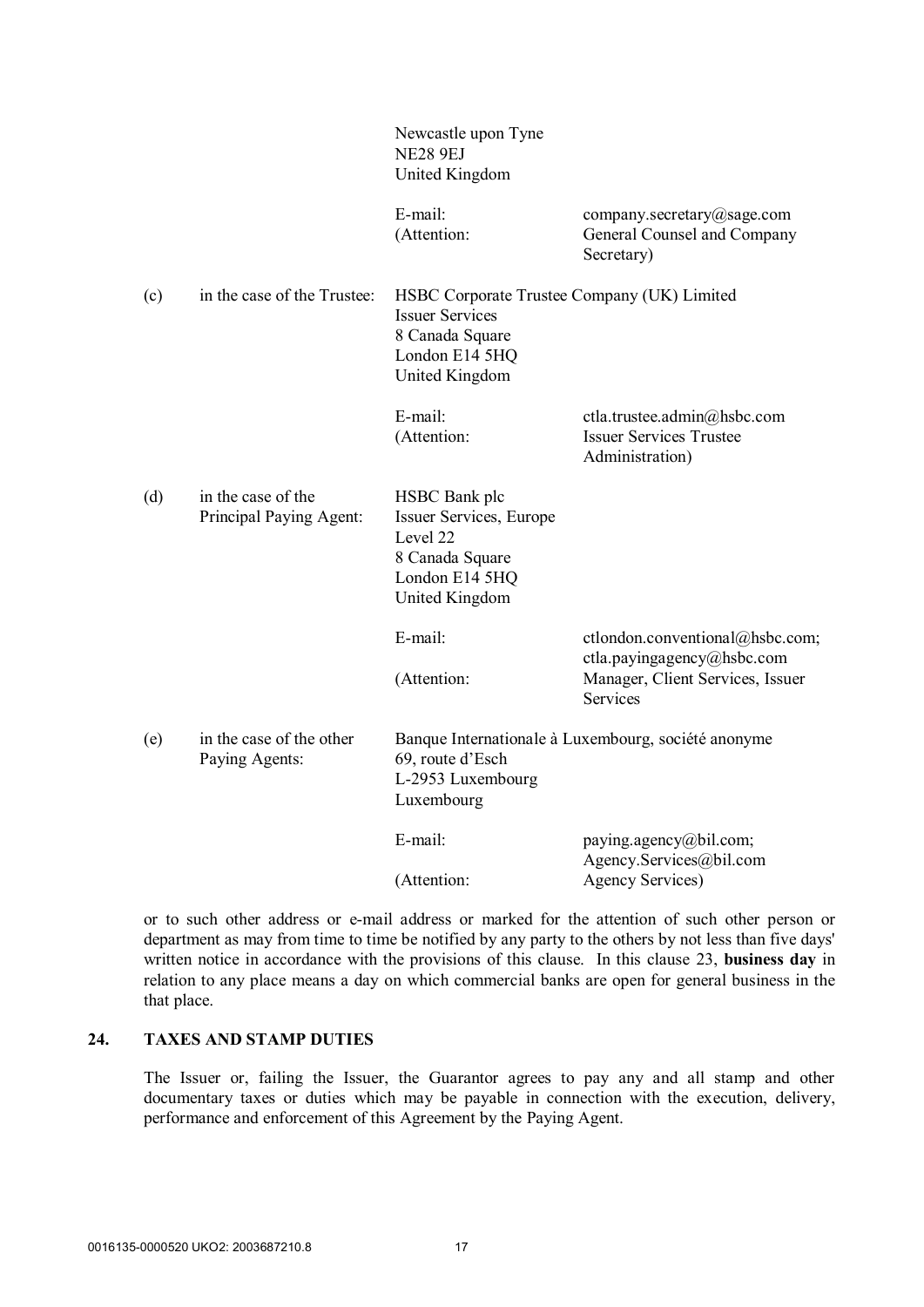Newcastle upon Tyne
NE28 9EJ
United Kingdom

E-mail: company.secretary@sage.com
(Attention: General Counsel and Company Secretary)

(c) in the case of the Trustee: HSBC Corporate Trustee Company (UK) Limited
Issuer Services
8 Canada Square
London E14 5HQ
United Kingdom

E-mail: ctla.trustee.admin@hsbc.com
(Attention: Issuer Services Trustee Administration)

(d) in the case of the Principal Paying Agent: HSBC Bank plc
Issuer Services, Europe
Level 22
8 Canada Square
London E14 5HQ
United Kingdom

E-mail: ctlondon.conventional@hsbc.com; ctla.payingagency@hsbc.com
(Attention: Manager, Client Services, Issuer Services

(e) in the case of the other Paying Agents: Banque Internationale à Luxembourg, société anonyme
69, route d'Esch
L-2953 Luxembourg
Luxembourg

E-mail: paying.agency@bil.com; Agency.Services@bil.com
(Attention: Agency Services)

or to such other address or e-mail address or marked for the attention of such other person or department as may from time to time be notified by any party to the others by not less than five days' written notice in accordance with the provisions of this clause. In this clause 23, **business day** in relation to any place means a day on which commercial banks are open for general business in the that place.

## 24. TAXES AND STAMP DUTIES

The Issuer or, failing the Issuer, the Guarantor agrees to pay any and all stamp and other documentary taxes or duties which may be payable in connection with the execution, delivery, performance and enforcement of this Agreement by the Paying Agent.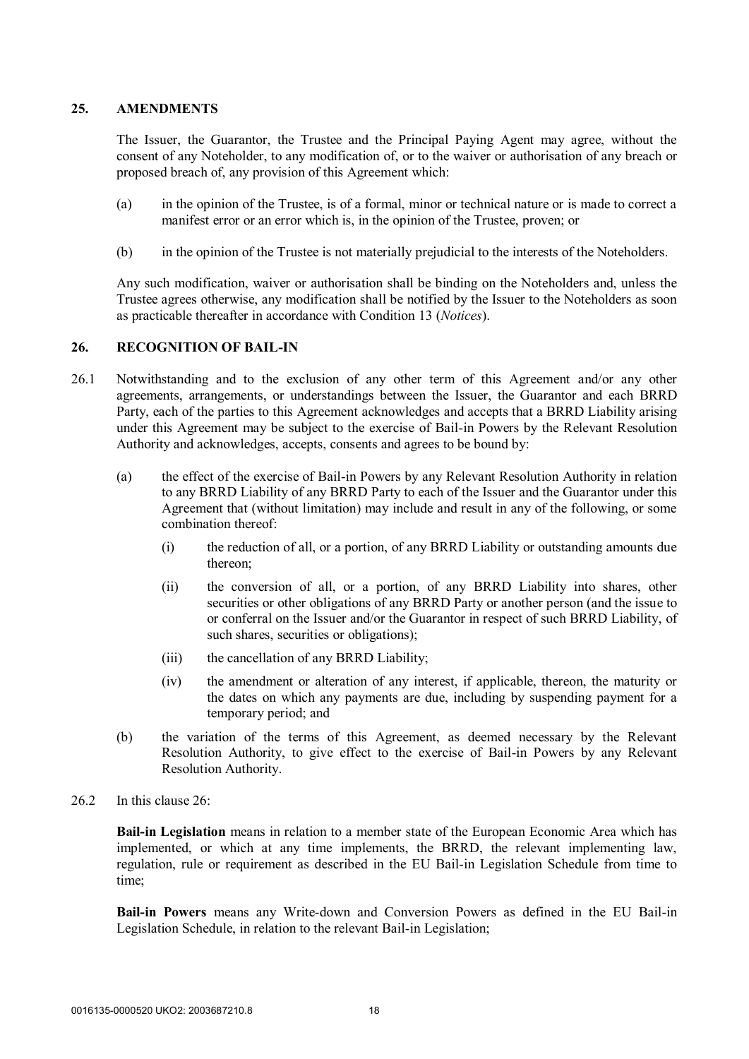## 25. AMENDMENTS

The Issuer, the Guarantor, the Trustee and the Principal Paying Agent may agree, without the consent of any Noteholder, to any modification of, or to the waiver or authorisation of any breach or proposed breach of, any provision of this Agreement which:

(a) in the opinion of the Trustee, is of a formal, minor or technical nature or is made to correct a manifest error or an error which is, in the opinion of the Trustee, proven; or

(b) in the opinion of the Trustee is not materially prejudicial to the interests of the Noteholders.

Any such modification, waiver or authorisation shall be binding on the Noteholders and, unless the Trustee agrees otherwise, any modification shall be notified by the Issuer to the Noteholders as soon as practicable thereafter in accordance with Condition 13 (*Notices*).

## 26. RECOGNITION OF BAIL-IN

26.1 Notwithstanding and to the exclusion of any other term of this Agreement and/or any other agreements, arrangements, or understandings between the Issuer, the Guarantor and each BRRD Party, each of the parties to this Agreement acknowledges and accepts that a BRRD Liability arising under this Agreement may be subject to the exercise of Bail-in Powers by the Relevant Resolution Authority and acknowledges, accepts, consents and agrees to be bound by:

(a) the effect of the exercise of Bail-in Powers by any Relevant Resolution Authority in relation to any BRRD Liability of any BRRD Party to each of the Issuer and the Guarantor under this Agreement that (without limitation) may include and result in any of the following, or some combination thereof:

   (i) the reduction of all, or a portion, of any BRRD Liability or outstanding amounts due thereon;

   (ii) the conversion of all, or a portion, of any BRRD Liability into shares, other securities or other obligations of any BRRD Party or another person (and the issue to or conferral on the Issuer and/or the Guarantor in respect of such BRRD Liability, of such shares, securities or obligations);

   (iii) the cancellation of any BRRD Liability;

   (iv) the amendment or alteration of any interest, if applicable, thereon, the maturity or the dates on which any payments are due, including by suspending payment for a temporary period; and

(b) the variation of the terms of this Agreement, as deemed necessary by the Relevant Resolution Authority, to give effect to the exercise of Bail-in Powers by any Relevant Resolution Authority.

26.2 In this clause 26:

**Bail-in Legislation** means in relation to a member state of the European Economic Area which has implemented, or which at any time implements, the BRRD, the relevant implementing law, regulation, rule or requirement as described in the EU Bail-in Legislation Schedule from time to time;

**Bail-in Powers** means any Write-down and Conversion Powers as defined in the EU Bail-in Legislation Schedule, in relation to the relevant Bail-in Legislation;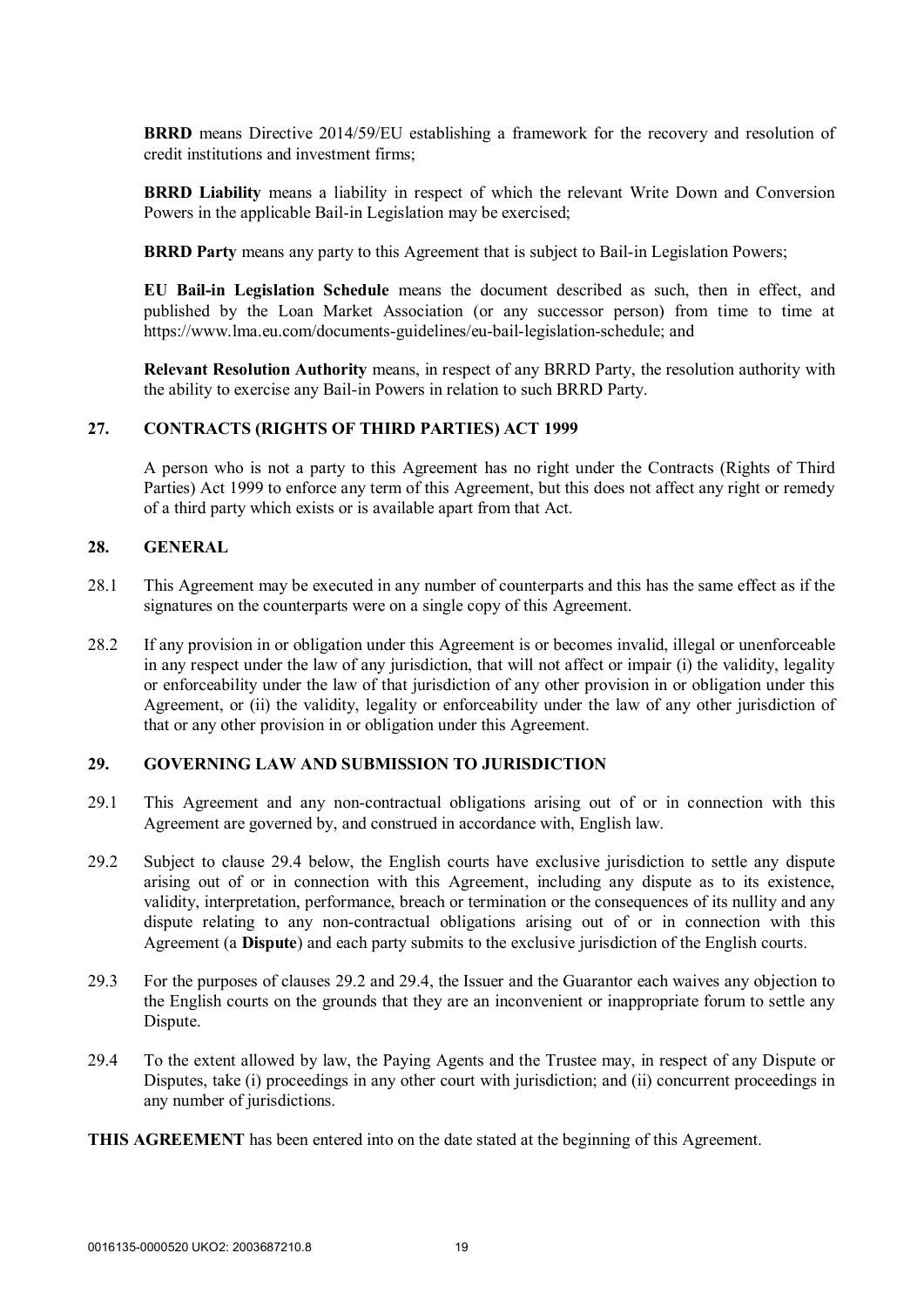**BRRD** means Directive 2014/59/EU establishing a framework for the recovery and resolution of credit institutions and investment firms;

**BRRD Liability** means a liability in respect of which the relevant Write Down and Conversion Powers in the applicable Bail-in Legislation may be exercised;

**BRRD Party** means any party to this Agreement that is subject to Bail-in Legislation Powers;

**EU Bail-in Legislation Schedule** means the document described as such, then in effect, and published by the Loan Market Association (or any successor person) from time to time at https://www.lma.eu.com/documents-guidelines/eu-bail-legislation-schedule; and

**Relevant Resolution Authority** means, in respect of any BRRD Party, the resolution authority with the ability to exercise any Bail-in Powers in relation to such BRRD Party.

## 27. CONTRACTS (RIGHTS OF THIRD PARTIES) ACT 1999

A person who is not a party to this Agreement has no right under the Contracts (Rights of Third Parties) Act 1999 to enforce any term of this Agreement, but this does not affect any right or remedy of a third party which exists or is available apart from that Act.

## 28. GENERAL

28.1 This Agreement may be executed in any number of counterparts and this has the same effect as if the signatures on the counterparts were on a single copy of this Agreement.

28.2 If any provision in or obligation under this Agreement is or becomes invalid, illegal or unenforceable in any respect under the law of any jurisdiction, that will not affect or impair (i) the validity, legality or enforceability under the law of that jurisdiction of any other provision in or obligation under this Agreement, or (ii) the validity, legality or enforceability under the law of any other jurisdiction of that or any other provision in or obligation under this Agreement.

## 29. GOVERNING LAW AND SUBMISSION TO JURISDICTION

29.1 This Agreement and any non-contractual obligations arising out of or in connection with this Agreement are governed by, and construed in accordance with, English law.

29.2 Subject to clause 29.4 below, the English courts have exclusive jurisdiction to settle any dispute arising out of or in connection with this Agreement, including any dispute as to its existence, validity, interpretation, performance, breach or termination or the consequences of its nullity and any dispute relating to any non-contractual obligations arising out of or in connection with this Agreement (a **Dispute**) and each party submits to the exclusive jurisdiction of the English courts.

29.3 For the purposes of clauses 29.2 and 29.4, the Issuer and the Guarantor each waives any objection to the English courts on the grounds that they are an inconvenient or inappropriate forum to settle any Dispute.

29.4 To the extent allowed by law, the Paying Agents and the Trustee may, in respect of any Dispute or Disputes, take (i) proceedings in any other court with jurisdiction; and (ii) concurrent proceedings in any number of jurisdictions.

**THIS AGREEMENT** has been entered into on the date stated at the beginning of this Agreement.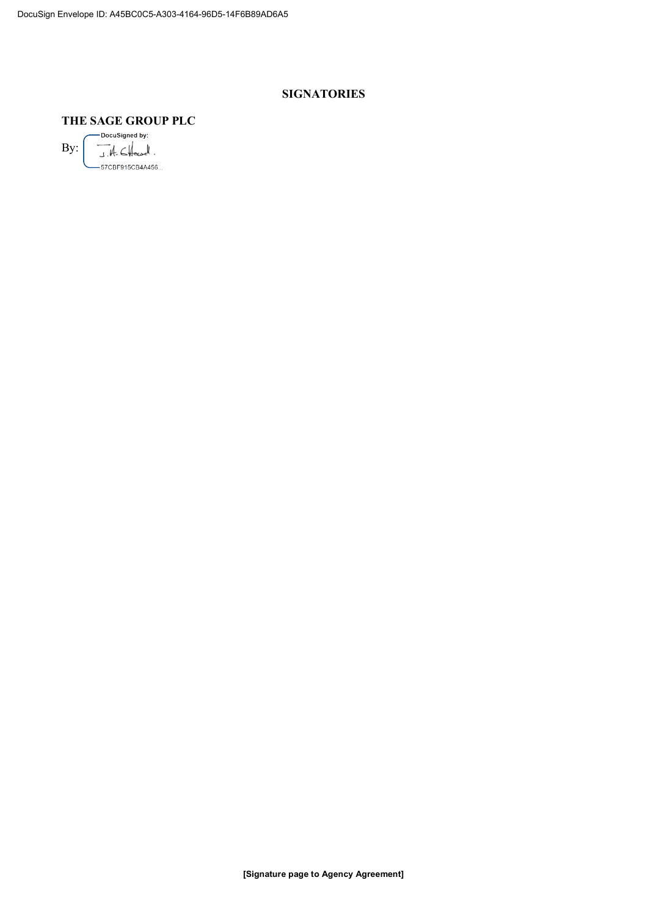**SIGNATORIES**

**THE SAGE GROUP PLC**

By: DocuSigned by: J.A. Clifford.
57CBF915CB4A456...

**[Signature page to Agency Agreement]**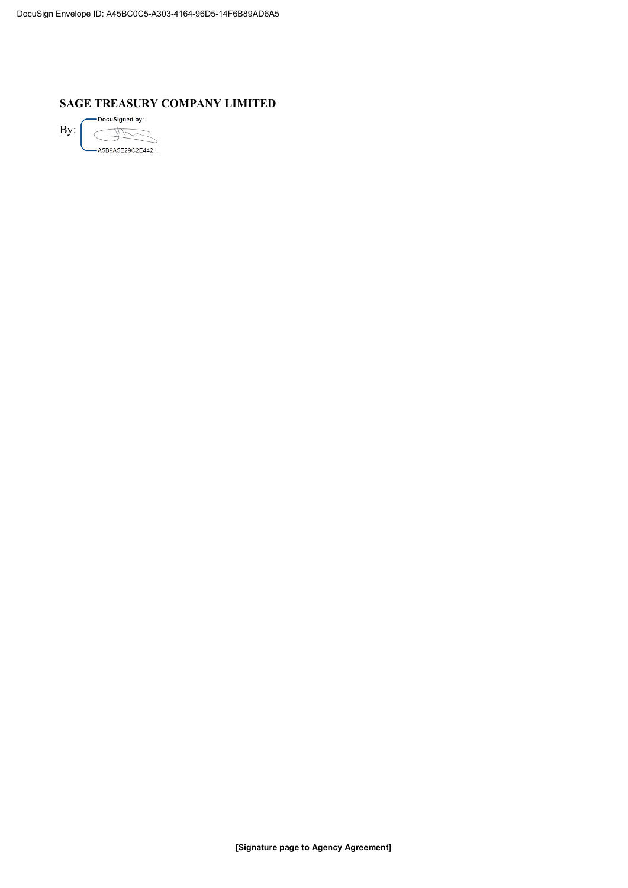DocuSign Envelope ID: A45BC0C5-A303-4164-96D5-14F6B89AD6A5

**SAGE TREASURY COMPANY LIMITED**

By: DocuSigned by:

A5B9A5E29C2E442...

**[Signature page to Agency Agreement]**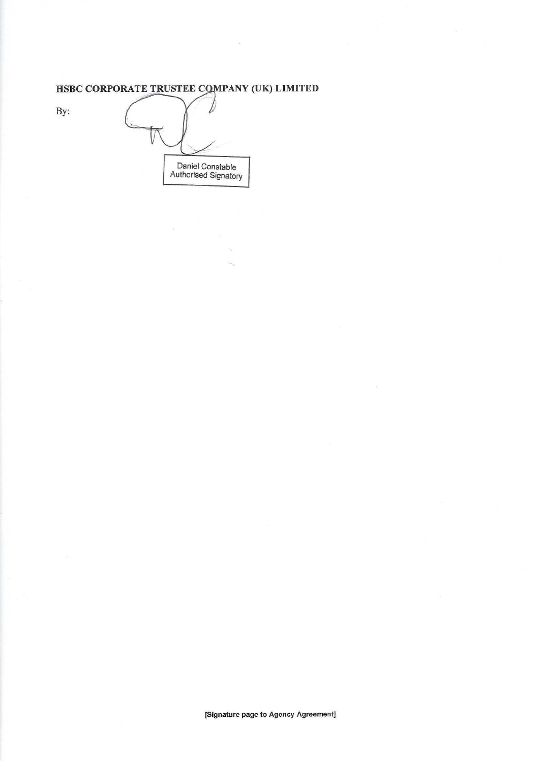**HSBC CORPORATE TRUSTEE COMPANY (UK) LIMITED**

By:

Daniel Constable
Authorised Signatory

**[Signature page to Agency Agreement]**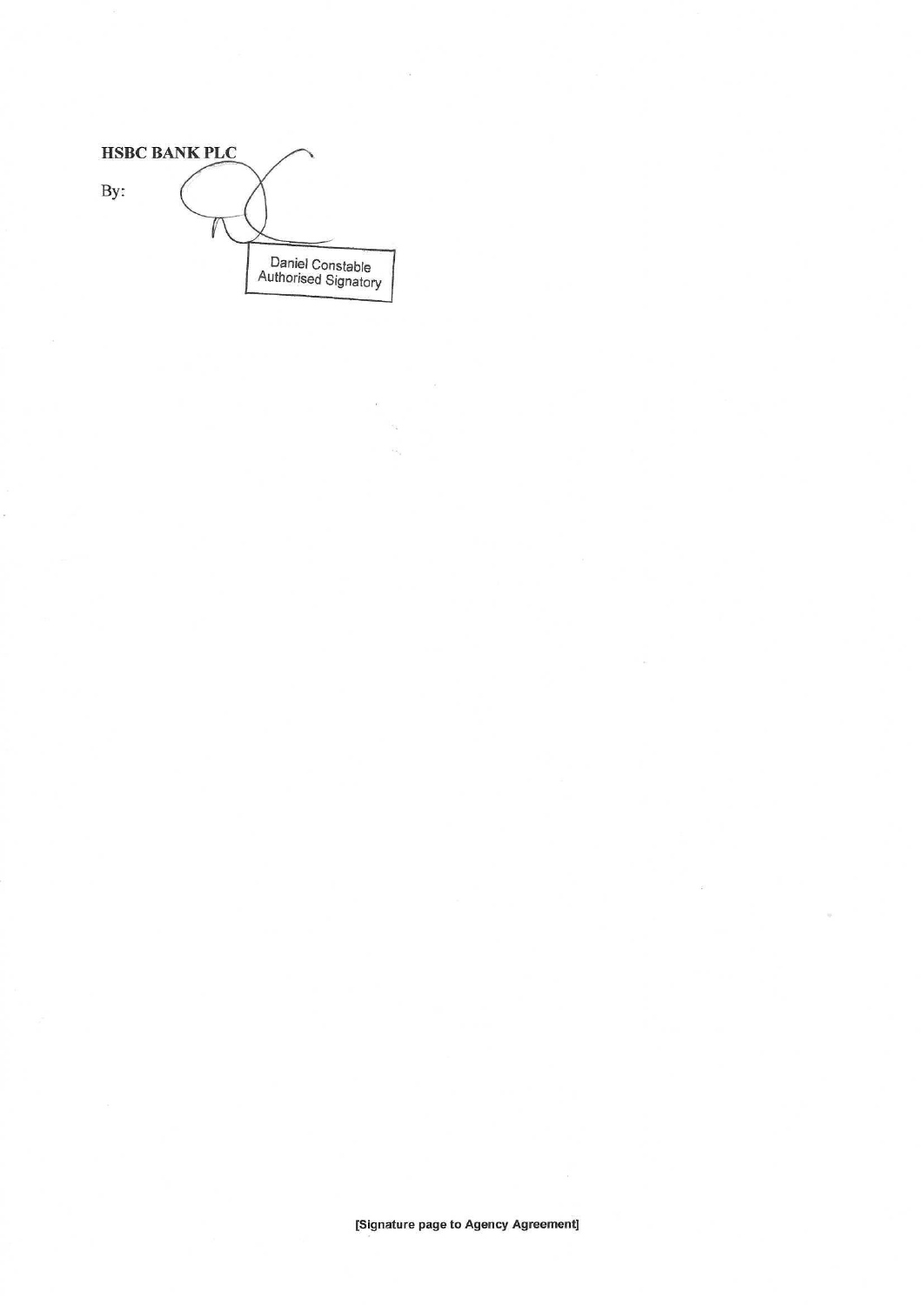**HSBC BANK PLC**

By:

Daniel Constable
Authorised Signatory

**[Signature page to Agency Agreement]**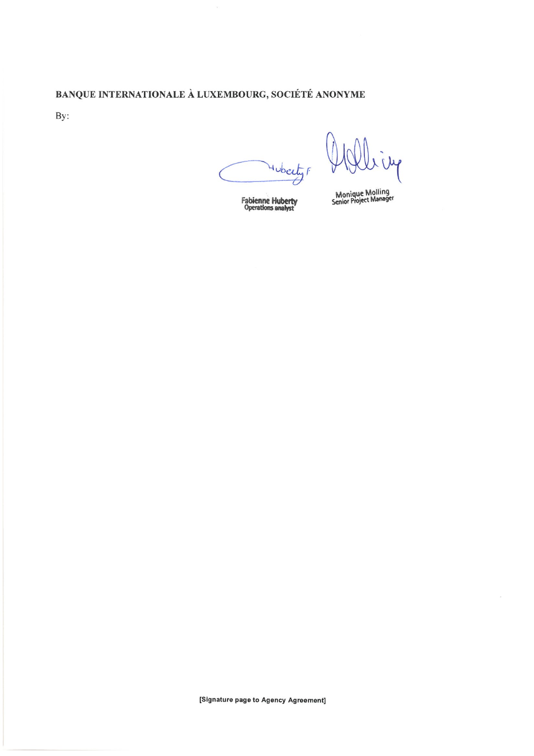**BANQUE INTERNATIONALE À LUXEMBOURG, SOCIÉTÉ ANONYME**

By:

Fabienne Huberty
Operations analyst

Monique Molling
Senior Project Manager

**[Signature page to Agency Agreement]**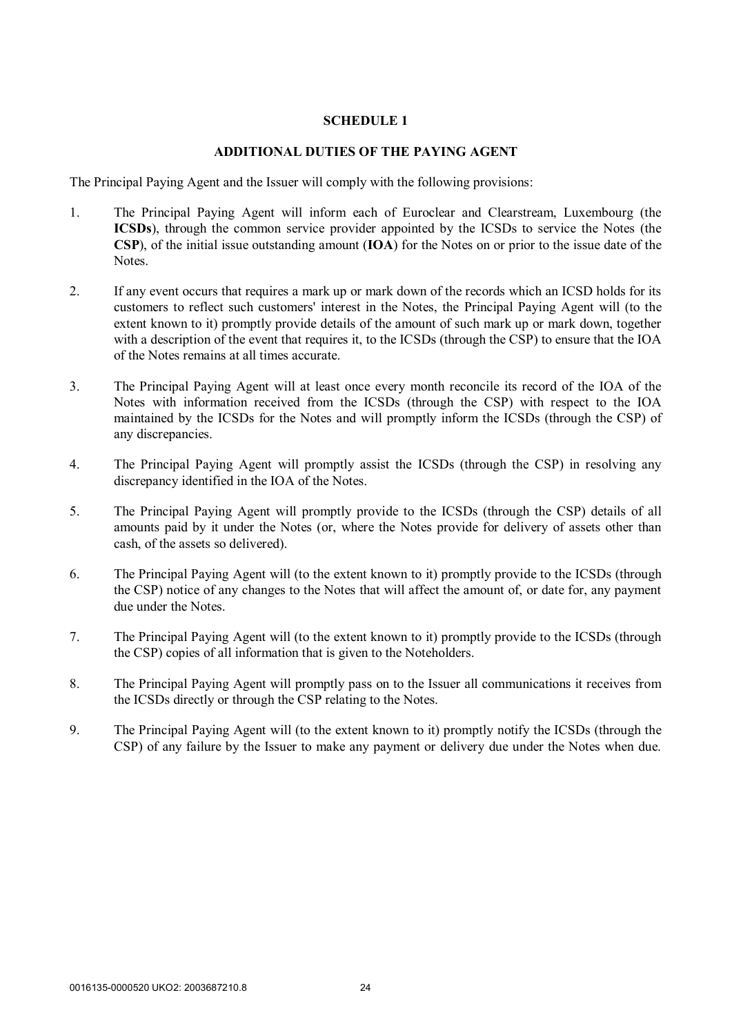# SCHEDULE 1

## ADDITIONAL DUTIES OF THE PAYING AGENT

The Principal Paying Agent and the Issuer will comply with the following provisions:

1. The Principal Paying Agent will inform each of Euroclear and Clearstream, Luxembourg (the **ICSDs**), through the common service provider appointed by the ICSDs to service the Notes (the **CSP**), of the initial issue outstanding amount (**IOA**) for the Notes on or prior to the issue date of the Notes.

2. If any event occurs that requires a mark up or mark down of the records which an ICSD holds for its customers to reflect such customers' interest in the Notes, the Principal Paying Agent will (to the extent known to it) promptly provide details of the amount of such mark up or mark down, together with a description of the event that requires it, to the ICSDs (through the CSP) to ensure that the IOA of the Notes remains at all times accurate.

3. The Principal Paying Agent will at least once every month reconcile its record of the IOA of the Notes with information received from the ICSDs (through the CSP) with respect to the IOA maintained by the ICSDs for the Notes and will promptly inform the ICSDs (through the CSP) of any discrepancies.

4. The Principal Paying Agent will promptly assist the ICSDs (through the CSP) in resolving any discrepancy identified in the IOA of the Notes.

5. The Principal Paying Agent will promptly provide to the ICSDs (through the CSP) details of all amounts paid by it under the Notes (or, where the Notes provide for delivery of assets other than cash, of the assets so delivered).

6. The Principal Paying Agent will (to the extent known to it) promptly provide to the ICSDs (through the CSP) notice of any changes to the Notes that will affect the amount of, or date for, any payment due under the Notes.

7. The Principal Paying Agent will (to the extent known to it) promptly provide to the ICSDs (through the CSP) copies of all information that is given to the Noteholders.

8. The Principal Paying Agent will promptly pass on to the Issuer all communications it receives from the ICSDs directly or through the CSP relating to the Notes.

9. The Principal Paying Agent will (to the extent known to it) promptly notify the ICSDs (through the CSP) of any failure by the Issuer to make any payment or delivery due under the Notes when due.

0016135-0000520 UKO2: 2003687210.8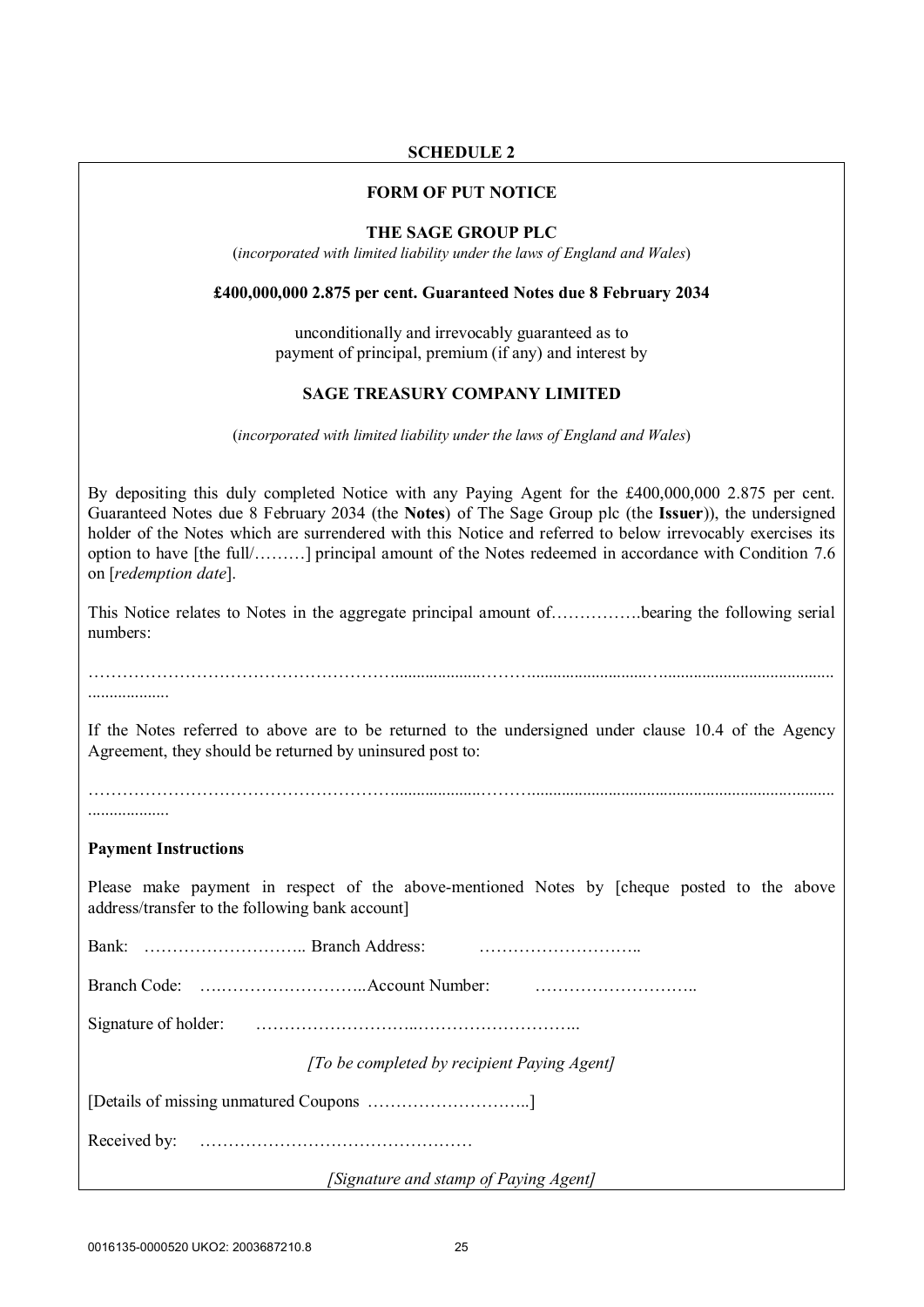## SCHEDULE 2

### FORM OF PUT NOTICE

**THE SAGE GROUP PLC**

(*incorporated with limited liability under the laws of England and Wales*)

**£400,000,000 2.875 per cent. Guaranteed Notes due 8 February 2034**

unconditionally and irrevocably guaranteed as to payment of principal, premium (if any) and interest by

**SAGE TREASURY COMPANY LIMITED**

(*incorporated with limited liability under the laws of England and Wales*)

By depositing this duly completed Notice with any Paying Agent for the £400,000,000 2.875 per cent. Guaranteed Notes due 8 February 2034 (the **Notes**) of The Sage Group plc (the **Issuer**)), the undersigned holder of the Notes which are surrendered with this Notice and referred to below irrevocably exercises its option to have [the full/………] principal amount of the Notes redeemed in accordance with Condition 7.6 on [*redemption date*].

This Notice relates to Notes in the aggregate principal amount of…………….bearing the following serial numbers:

……………………………………………....................……….........................….........................................
...................

If the Notes referred to above are to be returned to the undersigned under clause 10.4 of the Agency Agreement, they should be returned by uninsured post to:

……………………………………………....................……….......................................................................
...................

**Payment Instructions**

Please make payment in respect of the above-mentioned Notes by [cheque posted to the above address/transfer to the following bank account]

Bank: ……………………….. Branch Address: ………………………..

Branch Code: ….……………………..Account Number: ………………………..

Signature of holder: ……………………..………………………..

*[To be completed by recipient Paying Agent]*

[Details of missing unmatured Coupons ………………………..]

Received by: …………………………………………

*[Signature and stamp of Paying Agent]*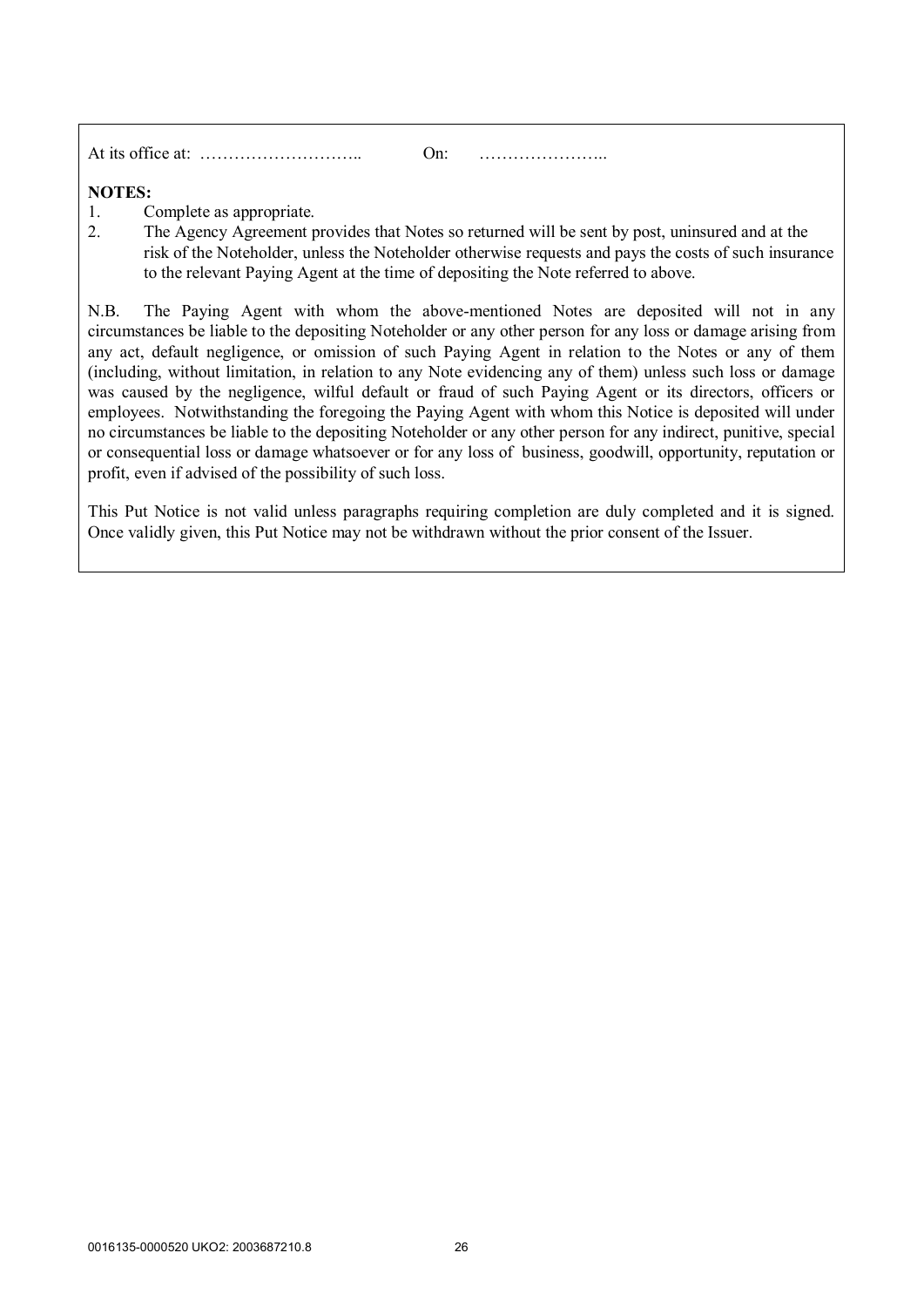At its office at: ……………………….. On: …………………..

**NOTES:**

1. Complete as appropriate.
2. The Agency Agreement provides that Notes so returned will be sent by post, uninsured and at the risk of the Noteholder, unless the Noteholder otherwise requests and pays the costs of such insurance to the relevant Paying Agent at the time of depositing the Note referred to above.

N.B. The Paying Agent with whom the above-mentioned Notes are deposited will not in any circumstances be liable to the depositing Noteholder or any other person for any loss or damage arising from any act, default negligence, or omission of such Paying Agent in relation to the Notes or any of them (including, without limitation, in relation to any Note evidencing any of them) unless such loss or damage was caused by the negligence, wilful default or fraud of such Paying Agent or its directors, officers or employees. Notwithstanding the foregoing the Paying Agent with whom this Notice is deposited will under no circumstances be liable to the depositing Noteholder or any other person for any indirect, punitive, special or consequential loss or damage whatsoever or for any loss of business, goodwill, opportunity, reputation or profit, even if advised of the possibility of such loss.

This Put Notice is not valid unless paragraphs requiring completion are duly completed and it is signed. Once validly given, this Put Notice may not be withdrawn without the prior consent of the Issuer.